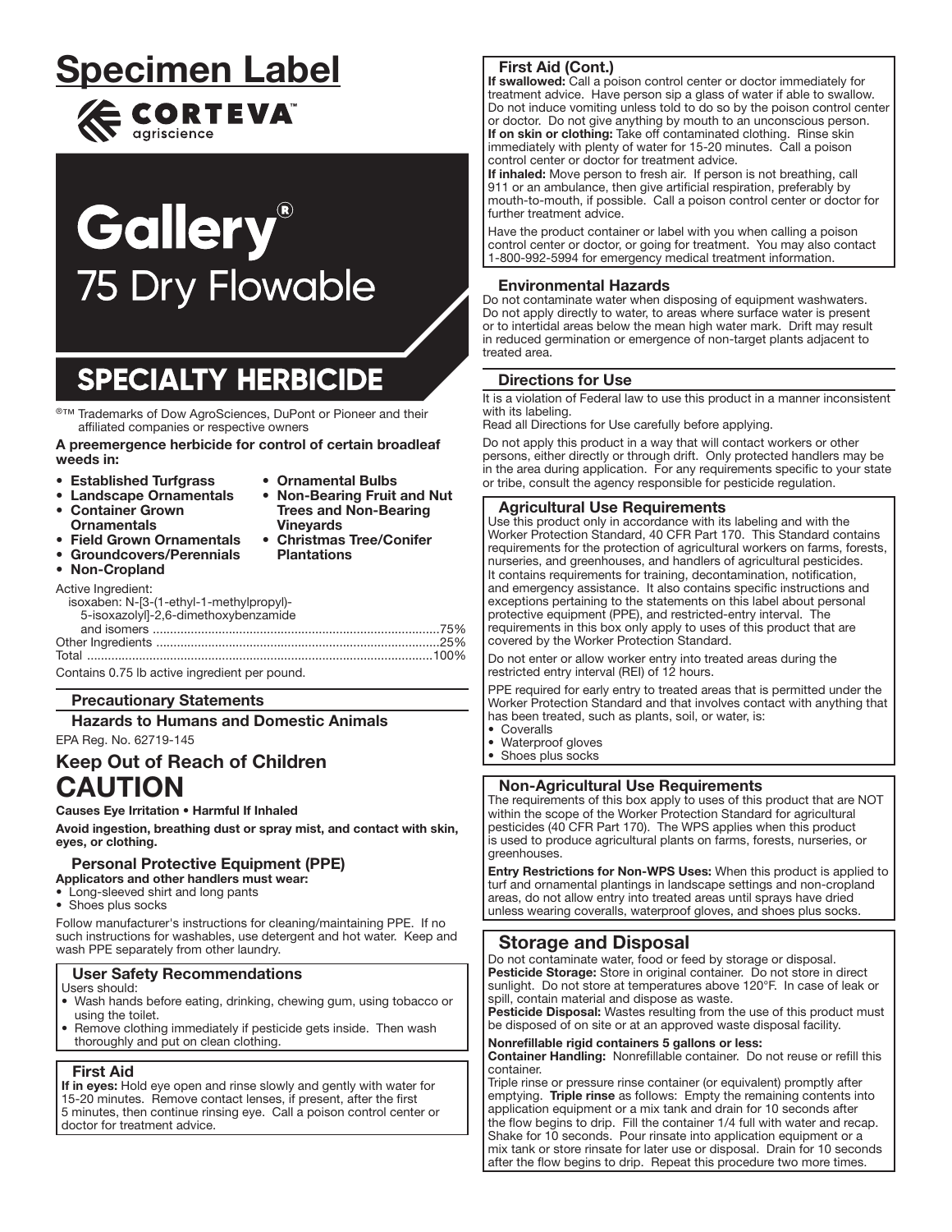# Specimen Label

CORTEVA agriscience

# Gallery®
## 75 Dry Flowable

## SPECIALTY HERBICIDE

®™ Trademarks of Dow AgroSciences, DuPont or Pioneer and their affiliated companies or respective owners

**A preemergence herbicide for control of certain broadleaf weeds in:**

- **Established Turfgrass**
- **Landscape Ornamentals**
- **Container Grown Ornamentals**
- **Field Grown Ornamentals**
- **Groundcovers/Perennials**
- **Non-Cropland**
- **Ornamental Bulbs**
- **Non-Bearing Fruit and Nut Trees and Non-Bearing Vineyards**
- **Christmas Tree/Conifer Plantations**

Active Ingredient:
isoxaben: N-[3-(1-ethyl-1-methylpropyl)-5-isoxazolyl]-2,6-dimethoxybenzamide and isomers ....................75%
Other Ingredients ....................25%
Total ....................100%

Contains 0.75 lb active ingredient per pound.

### Precautionary Statements

#### Hazards to Humans and Domestic Animals

EPA Reg. No. 62719-145

## Keep Out of Reach of Children
## CAUTION

**Causes Eye Irritation • Harmful If Inhaled**

**Avoid ingestion, breathing dust or spray mist, and contact with skin, eyes, or clothing.**

#### Personal Protective Equipment (PPE)

**Applicators and other handlers must wear:**
- Long-sleeved shirt and long pants
- Shoes plus socks

Follow manufacturer's instructions for cleaning/maintaining PPE. If no such instructions for washables, use detergent and hot water. Keep and wash PPE separately from other laundry.

#### User Safety Recommendations

Users should:
- Wash hands before eating, drinking, chewing gum, using tobacco or using the toilet.
- Remove clothing immediately if pesticide gets inside. Then wash thoroughly and put on clean clothing.

#### First Aid

**If in eyes:** Hold eye open and rinse slowly and gently with water for 15-20 minutes. Remove contact lenses, if present, after the first 5 minutes, then continue rinsing eye. Call a poison control center or doctor for treatment advice.

#### First Aid (Cont.)

**If swallowed:** Call a poison control center or doctor immediately for treatment advice. Have person sip a glass of water if able to swallow. Do not induce vomiting unless told to do so by the poison control center or doctor. Do not give anything by mouth to an unconscious person.

**If on skin or clothing:** Take off contaminated clothing. Rinse skin immediately with plenty of water for 15-20 minutes. Call a poison control center or doctor for treatment advice.

**If inhaled:** Move person to fresh air. If person is not breathing, call 911 or an ambulance, then give artificial respiration, preferably by mouth-to-mouth, if possible. Call a poison control center or doctor for further treatment advice.

Have the product container or label with you when calling a poison control center or doctor, or going for treatment. You may also contact 1-800-992-5994 for emergency medical treatment information.

#### Environmental Hazards

Do not contaminate water when disposing of equipment washwaters. Do not apply directly to water, to areas where surface water is present or to intertidal areas below the mean high water mark. Drift may result in reduced germination or emergence of non-target plants adjacent to treated area.

#### Directions for Use

It is a violation of Federal law to use this product in a manner inconsistent with its labeling.
Read all Directions for Use carefully before applying.

Do not apply this product in a way that will contact workers or other persons, either directly or through drift. Only protected handlers may be in the area during application. For any requirements specific to your state or tribe, consult the agency responsible for pesticide regulation.

#### Agricultural Use Requirements

Use this product only in accordance with its labeling and with the Worker Protection Standard, 40 CFR Part 170. This Standard contains requirements for the protection of agricultural workers on farms, forests, nurseries, and greenhouses, and handlers of agricultural pesticides. It contains requirements for training, decontamination, notification, and emergency assistance. It also contains specific instructions and exceptions pertaining to the statements on this label about personal protective equipment (PPE), and restricted-entry interval. The requirements in this box only apply to uses of this product that are covered by the Worker Protection Standard.

Do not enter or allow worker entry into treated areas during the restricted entry interval (REI) of 12 hours.

PPE required for early entry to treated areas that is permitted under the Worker Protection Standard and that involves contact with anything that has been treated, such as plants, soil, or water, is:
- Coveralls
- Waterproof gloves
- Shoes plus socks

#### Non-Agricultural Use Requirements

The requirements of this box apply to uses of this product that are NOT within the scope of the Worker Protection Standard for agricultural pesticides (40 CFR Part 170). The WPS applies when this product is used to produce agricultural plants on farms, forests, nurseries, or greenhouses.

**Entry Restrictions for Non-WPS Uses:** When this product is applied to turf and ornamental plantings in landscape settings and non-cropland areas, do not allow entry into treated areas until sprays have dried unless wearing coveralls, waterproof gloves, and shoes plus socks.

### Storage and Disposal

Do not contaminate water, food or feed by storage or disposal.

**Pesticide Storage:** Store in original container. Do not store in direct sunlight. Do not store at temperatures above 120°F. In case of leak or spill, contain material and dispose as waste.

**Pesticide Disposal:** Wastes resulting from the use of this product must be disposed of on site or at an approved waste disposal facility.

**Nonrefillable rigid containers 5 gallons or less:**

**Container Handling:** Nonrefillable container. Do not reuse or refill this container.

Triple rinse or pressure rinse container (or equivalent) promptly after emptying. **Triple rinse** as follows: Empty the remaining contents into application equipment or a mix tank and drain for 10 seconds after the flow begins to drip. Fill the container 1/4 full with water and recap. Shake for 10 seconds. Pour rinsate into application equipment or a mix tank or store rinsate for later use or disposal. Drain for 10 seconds after the flow begins to drip. Repeat this procedure two more times.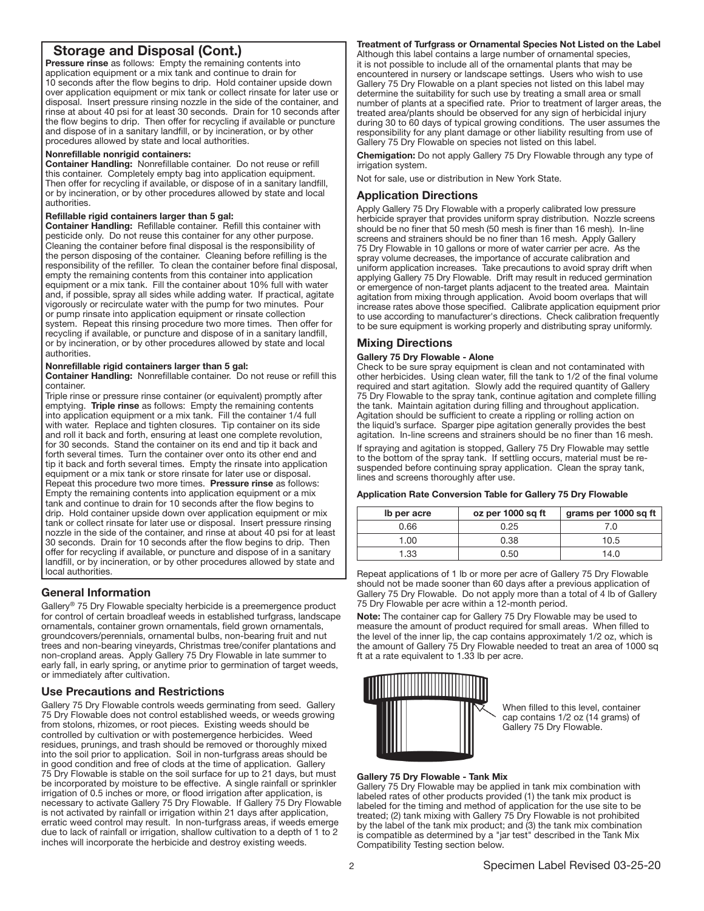## Storage and Disposal (Cont.)

**Pressure rinse** as follows: Empty the remaining contents into application equipment or a mix tank and continue to drain for 10 seconds after the flow begins to drip. Hold container upside down over application equipment or mix tank or collect rinsate for later use or disposal. Insert pressure rinsing nozzle in the side of the container, and rinse at about 40 psi for at least 30 seconds. Drain for 10 seconds after the flow begins to drip. Then offer for recycling if available or puncture and dispose of in a sanitary landfill, or by incineration, or by other procedures allowed by state and local authorities.

**Nonrefillable nonrigid containers:**

**Container Handling:** Nonrefillable container. Do not reuse or refill this container. Completely empty bag into application equipment. Then offer for recycling if available, or dispose of in a sanitary landfill, or by incineration, or by other procedures allowed by state and local authorities.

**Refillable rigid containers larger than 5 gal:**

**Container Handling:** Refillable container. Refill this container with pesticide only. Do not reuse this container for any other purpose. Cleaning the container before final disposal is the responsibility of the person disposing of the container. Cleaning before refilling is the responsibility of the refiller. To clean the container before final disposal, empty the remaining contents from this container into application equipment or a mix tank. Fill the container about 10% full with water and, if possible, spray all sides while adding water. If practical, agitate vigorously or recirculate water with the pump for two minutes. Pour or pump rinsate into application equipment or rinsate collection system. Repeat this rinsing procedure two more times. Then offer for recycling if available, or puncture and dispose of in a sanitary landfill, or by incineration, or by other procedures allowed by state and local authorities.

**Nonrefillable rigid containers larger than 5 gal:**

**Container Handling:** Nonrefillable container. Do not reuse or refill this container.

Triple rinse or pressure rinse container (or equivalent) promptly after emptying. **Triple rinse** as follows: Empty the remaining contents into application equipment or a mix tank. Fill the container 1/4 full with water. Replace and tighten closures. Tip container on its side and roll it back and forth, ensuring at least one complete revolution, for 30 seconds. Stand the container on its end and tip it back and forth several times. Turn the container over onto its other end and tip it back and forth several times. Empty the rinsate into application equipment or a mix tank or store rinsate for later use or disposal. Repeat this procedure two more times. **Pressure rinse** as follows: Empty the remaining contents into application equipment or a mix tank and continue to drain for 10 seconds after the flow begins to drip. Hold container upside down over application equipment or mix tank or collect rinsate for later use or disposal. Insert pressure rinsing nozzle in the side of the container, and rinse at about 40 psi for at least 30 seconds. Drain for 10 seconds after the flow begins to drip. Then offer for recycling if available, or puncture and dispose of in a sanitary landfill, or by incineration, or by other procedures allowed by state and local authorities.

## General Information

Gallery® 75 Dry Flowable specialty herbicide is a preemergence product for control of certain broadleaf weeds in established turfgrass, landscape ornamentals, container grown ornamentals, field grown ornamentals, groundcovers/perennials, ornamental bulbs, non-bearing fruit and nut trees and non-bearing vineyards, Christmas tree/conifer plantations and non-cropland areas. Apply Gallery 75 Dry Flowable in late summer to early fall, in early spring, or anytime prior to germination of target weeds, or immediately after cultivation.

## Use Precautions and Restrictions

Gallery 75 Dry Flowable controls weeds germinating from seed. Gallery 75 Dry Flowable does not control established weeds, or weeds growing from stolons, rhizomes, or root pieces. Existing weeds should be controlled by cultivation or with postemergence herbicides. Weed residues, prunings, and trash should be removed or thoroughly mixed into the soil prior to application. Soil in non-turfgrass areas should be in good condition and free of clods at the time of application. Gallery 75 Dry Flowable is stable on the soil surface for up to 21 days, but must be incorporated by moisture to be effective. A single rainfall or sprinkler irrigation of 0.5 inches or more, or flood irrigation after application, is necessary to activate Gallery 75 Dry Flowable. If Gallery 75 Dry Flowable is not activated by rainfall or irrigation within 21 days after application, erratic weed control may result. In non-turfgrass areas, if weeds emerge due to lack of rainfall or irrigation, shallow cultivation to a depth of 1 to 2 inches will incorporate the herbicide and destroy existing weeds.

**Treatment of Turfgrass or Ornamental Species Not Listed on the Label**

Although this label contains a large number of ornamental species, it is not possible to include all of the ornamental plants that may be encountered in nursery or landscape settings. Users who wish to use Gallery 75 Dry Flowable on a plant species not listed on this label may determine the suitability for such use by treating a small area or small number of plants at a specified rate. Prior to treatment of larger areas, the treated area/plants should be observed for any sign of herbicidal injury during 30 to 60 days of typical growing conditions. The user assumes the responsibility for any plant damage or other liability resulting from use of Gallery 75 Dry Flowable on species not listed on this label.

**Chemigation:** Do not apply Gallery 75 Dry Flowable through any type of irrigation system.

Not for sale, use or distribution in New York State.

## Application Directions

Apply Gallery 75 Dry Flowable with a properly calibrated low pressure herbicide sprayer that provides uniform spray distribution. Nozzle screens should be no finer that 50 mesh (50 mesh is finer than 16 mesh). In-line screens and strainers should be no finer than 16 mesh. Apply Gallery 75 Dry Flowable in 10 gallons or more of water carrier per acre. As the spray volume decreases, the importance of accurate calibration and uniform application increases. Take precautions to avoid spray drift when applying Gallery 75 Dry Flowable. Drift may result in reduced germination or emergence of non-target plants adjacent to the treated area. Maintain agitation from mixing through application. Avoid boom overlaps that will increase rates above those specified. Calibrate application equipment prior to use according to manufacturer's directions. Check calibration frequently to be sure equipment is working properly and distributing spray uniformly.

## Mixing Directions

**Gallery 75 Dry Flowable - Alone**

Check to be sure spray equipment is clean and not contaminated with other herbicides. Using clean water, fill the tank to 1/2 of the final volume required and start agitation. Slowly add the required quantity of Gallery 75 Dry Flowable to the spray tank, continue agitation and complete filling the tank. Maintain agitation during filling and throughout application. Agitation should be sufficient to create a rippling or rolling action on the liquid's surface. Sparger pipe agitation generally provides the best agitation. In-line screens and strainers should be no finer than 16 mesh.

If spraying and agitation is stopped, Gallery 75 Dry Flowable may settle to the bottom of the spray tank. If settling occurs, material must be re-suspended before continuing spray application. Clean the spray tank, lines and screens thoroughly after use.

**Application Rate Conversion Table for Gallery 75 Dry Flowable**

| lb per acre | oz per 1000 sq ft | grams per 1000 sq ft |
|---|---|---|
| 0.66 | 0.25 | 7.0 |
| 1.00 | 0.38 | 10.5 |
| 1.33 | 0.50 | 14.0 |

Repeat applications of 1 lb or more per acre of Gallery 75 Dry Flowable should not be made sooner than 60 days after a previous application of Gallery 75 Dry Flowable. Do not apply more than a total of 4 lb of Gallery 75 Dry Flowable per acre within a 12-month period.

**Note:** The container cap for Gallery 75 Dry Flowable may be used to measure the amount of product required for small areas. When filled to the level of the inner lip, the cap contains approximately 1/2 oz, which is the amount of Gallery 75 Dry Flowable needed to treat an area of 1000 sq ft at a rate equivalent to 1.33 lb per acre.

When filled to this level, container cap contains 1/2 oz (14 grams) of Gallery 75 Dry Flowable.

**Gallery 75 Dry Flowable - Tank Mix**

Gallery 75 Dry Flowable may be applied in tank mix combination with labeled rates of other products provided (1) the tank mix product is labeled for the timing and method of application for the use site to be treated; (2) tank mixing with Gallery 75 Dry Flowable is not prohibited by the label of the tank mix product; and (3) the tank mix combination is compatible as determined by a "jar test" described in the Tank Mix Compatibility Testing section below.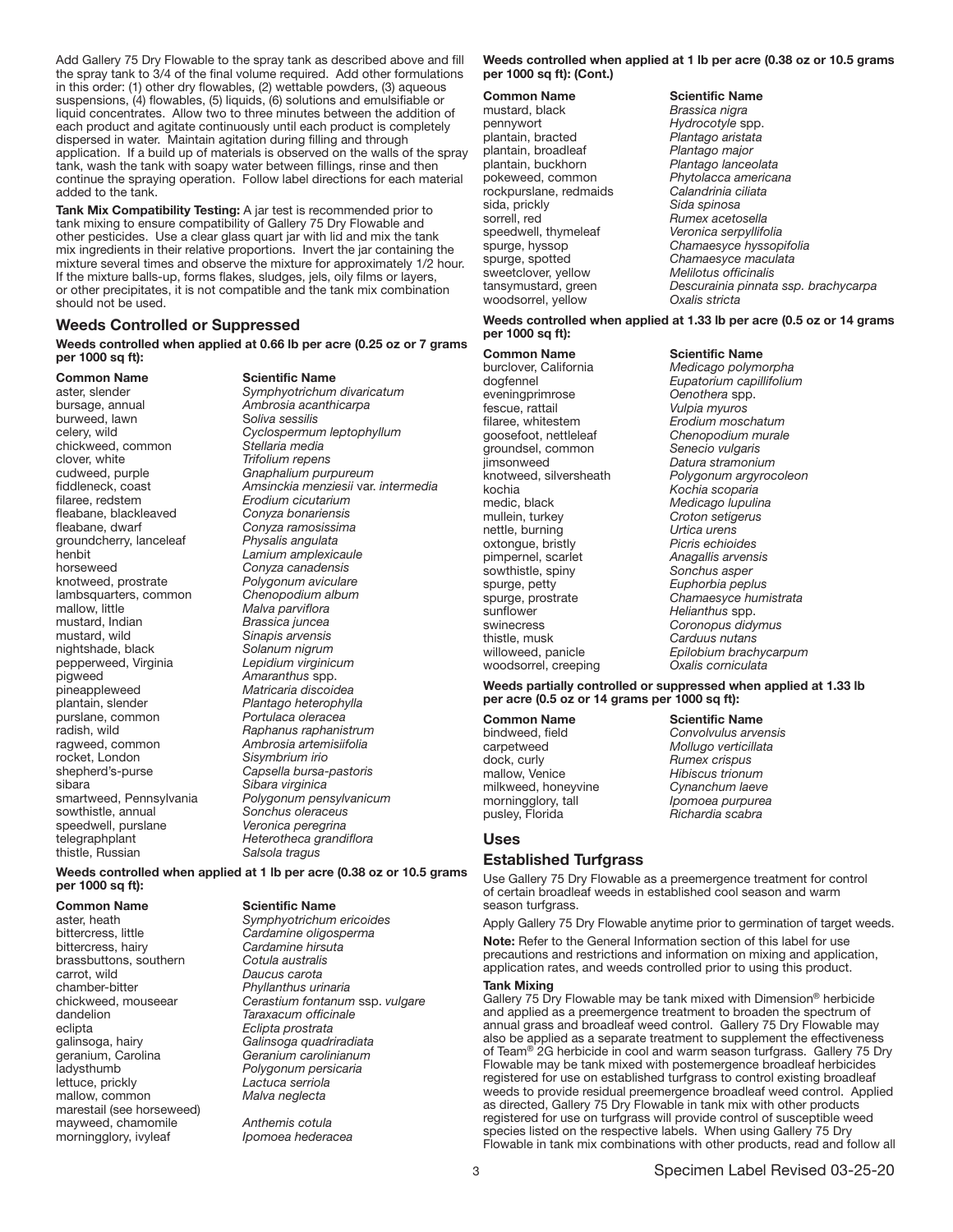Add Gallery 75 Dry Flowable to the spray tank as described above and fill the spray tank to 3/4 of the final volume required. Add other formulations in this order: (1) other dry flowables, (2) wettable powders, (3) aqueous suspensions, (4) flowables, (5) liquids, (6) solutions and emulsifiable or liquid concentrates. Allow two to three minutes between the addition of each product and agitate continuously until each product is completely dispersed in water. Maintain agitation during filling and through application. If a build up of materials is observed on the walls of the spray tank, wash the tank with soapy water between fillings, rinse and then continue the spraying operation. Follow label directions for each material added to the tank.

**Tank Mix Compatibility Testing:** A jar test is recommended prior to tank mixing to ensure compatibility of Gallery 75 Dry Flowable and other pesticides. Use a clear glass quart jar with lid and mix the tank mix ingredients in their relative proportions. Invert the jar containing the mixture several times and observe the mixture for approximately 1/2 hour. If the mixture balls-up, forms flakes, sludges, jels, oily films or layers, or other precipitates, it is not compatible and the tank mix combination should not be used.

## Weeds Controlled or Suppressed

**Weeds controlled when applied at 0.66 lb per acre (0.25 oz or 7 grams per 1000 sq ft):**

| Common Name | Scientific Name |
|---|---|
| aster, slender | *Symphyotrichum divaricatum* |
| bursage, annual | *Ambrosia acanthicarpa* |
| burweed, lawn | *Soliva sessilis* |
| celery, wild | *Cyclospermum leptophyllum* |
| chickweed, common | *Stellaria media* |
| clover, white | *Trifolium repens* |
| cudweed, purple | *Gnaphalium purpureum* |
| fiddleneck, coast | *Amsinckia menziesii* var. *intermedia* |
| filaree, redstem | *Erodium cicutarium* |
| fleabane, blackleaved | *Conyza bonariensis* |
| fleabane, dwarf | *Conyza ramosissima* |
| groundcherry, lanceleaf | *Physalis angulata* |
| henbit | *Lamium amplexicaule* |
| horseweed | *Conyza canadensis* |
| knotweed, prostrate | *Polygonum aviculare* |
| lambsquarters, common | *Chenopodium album* |
| mallow, little | *Malva parviflora* |
| mustard, Indian | *Brassica juncea* |
| mustard, wild | *Sinapis arvensis* |
| nightshade, black | *Solanum nigrum* |
| pepperweed, Virginia | *Lepidium virginicum* |
| pigweed | *Amaranthus* spp. |
| pineappleweed | *Matricaria discoidea* |
| plantain, slender | *Plantago heterophylla* |
| purslane, common | *Portulaca oleracea* |
| radish, wild | *Raphanus raphanistrum* |
| ragweed, common | *Ambrosia artemisiifolia* |
| rocket, London | *Sisymbrium irio* |
| shepherd's-purse | *Capsella bursa-pastoris* |
| sibara | *Sibara virginica* |
| smartweed, Pennsylvania | *Polygonum pensylvanicum* |
| sowthistle, annual | *Sonchus oleraceus* |
| speedwell, purslane | *Veronica peregrina* |
| telegraphplant | *Heterotheca grandiflora* |
| thistle, Russian | *Salsola tragus* |

**Weeds controlled when applied at 1 lb per acre (0.38 oz or 10.5 grams per 1000 sq ft):**

| Common Name | Scientific Name |
|---|---|
| aster, heath | *Symphyotrichum ericoides* |
| bittercress, little | *Cardamine oligosperma* |
| bittercress, hairy | *Cardamine hirsuta* |
| brassbuttons, southern | *Cotula australis* |
| carrot, wild | *Daucus carota* |
| chamber-bitter | *Phyllanthus urinaria* |
| chickweed, mouseear | *Cerastium fontanum* ssp. *vulgare* |
| dandelion | *Taraxacum officinale* |
| eclipta | *Eclipta prostrata* |
| galinsoga, hairy | *Galinsoga quadriradiata* |
| geranium, Carolina | *Geranium carolinianum* |
| ladysthumb | *Polygonum persicaria* |
| lettuce, prickly | *Lactuca serriola* |
| mallow, common | *Malva neglecta* |
| marestail (see horseweed) | |
| mayweed, chamomile | *Anthemis cotula* |
| morningglory, ivyleaf | *Ipomoea hederacea* |
| mustard, black | *Brassica nigra* |
| pennywort | *Hydrocotyle* spp. |
| plantain, bracted | *Plantago aristata* |
| plantain, broadleaf | *Plantago major* |
| plantain, buckhorn | *Plantago lanceolata* |
| pokeweed, common | *Phytolacca americana* |
| rockpurslane, redmaids | *Calandrinia ciliata* |
| sida, prickly | *Sida spinosa* |
| sorrell, red | *Rumex acetosella* |
| speedwell, thymeleaf | *Veronica serpyllifolia* |
| spurge, hyssop | *Chamaesyce hyssopifolia* |
| spurge, spotted | *Chamaesyce maculata* |
| sweetclover, yellow | *Melilotus officinalis* |
| tansymustard, green | *Descurainia pinnata ssp. brachycarpa* |
| woodsorrel, yellow | *Oxalis stricta* |

**Weeds controlled when applied at 1.33 lb per acre (0.5 oz or 14 grams per 1000 sq ft):**

| Common Name | Scientific Name |
|---|---|
| burclover, California | *Medicago polymorpha* |
| dogfennel | *Eupatorium capillifolium* |
| eveningprimrose | *Oenothera* spp. |
| fescue, rattail | *Vulpia myuros* |
| filaree, whitestem | *Erodium moschatum* |
| goosefoot, nettleleaf | *Chenopodium murale* |
| groundsel, common | *Senecio vulgaris* |
| jimsonweed | *Datura stramonium* |
| knotweed, silversheath | *Polygonum argyrocoleon* |
| kochia | *Kochia scoparia* |
| medic, black | *Medicago lupulina* |
| mullein, turkey | *Croton setigerus* |
| nettle, burning | *Urtica urens* |
| oxtongue, bristly | *Picris echioides* |
| pimpernel, scarlet | *Anagallis arvensis* |
| sowthistle, spiny | *Sonchus asper* |
| spurge, petty | *Euphorbia peplus* |
| spurge, prostrate | *Chamaesyce humistrata* |
| sunflower | *Helianthus* spp. |
| swinecress | *Coronopus didymus* |
| thistle, musk | *Carduus nutans* |
| willoweed, panicle | *Epilobium brachycarpum* |
| woodsorrel, creeping | *Oxalis corniculata* |

**Weeds partially controlled or suppressed when applied at 1.33 lb per acre (0.5 oz or 14 grams per 1000 sq ft):**

| Common Name | Scientific Name |
|---|---|
| bindweed, field | *Convolvulus arvensis* |
| carpetweed | *Mollugo verticillata* |
| dock, curly | *Rumex crispus* |
| mallow, Venice | *Hibiscus trionum* |
| milkweed, honeyvine | *Cynanchum laeve* |
| morningglory, tall | *Ipomoea purpurea* |
| pusley, Florida | *Richardia scabra* |

## Uses

## Established Turfgrass

Use Gallery 75 Dry Flowable as a preemergence treatment for control of certain broadleaf weeds in established cool season and warm season turfgrass.

Apply Gallery 75 Dry Flowable anytime prior to germination of target weeds.

**Note:** Refer to the General Information section of this label for use precautions and restrictions and information on mixing and application, application rates, and weeds controlled prior to using this product.

#### Tank Mixing

Gallery 75 Dry Flowable may be tank mixed with Dimension® herbicide and applied as a preemergence treatment to broaden the spectrum of annual grass and broadleaf weed control. Gallery 75 Dry Flowable may also be applied as a separate treatment to supplement the effectiveness of Team® 2G herbicide in cool and warm season turfgrass. Gallery 75 Dry Flowable may be tank mixed with postemergence broadleaf herbicides registered for use on established turfgrass to control existing broadleaf weeds to provide residual preemergence broadleaf weed control. Applied as directed, Gallery 75 Dry Flowable in tank mix with other products registered for use on turfgrass will provide control of susceptible weed species listed on the respective labels. When using Gallery 75 Dry Flowable in tank mix combinations with other products, read and follow all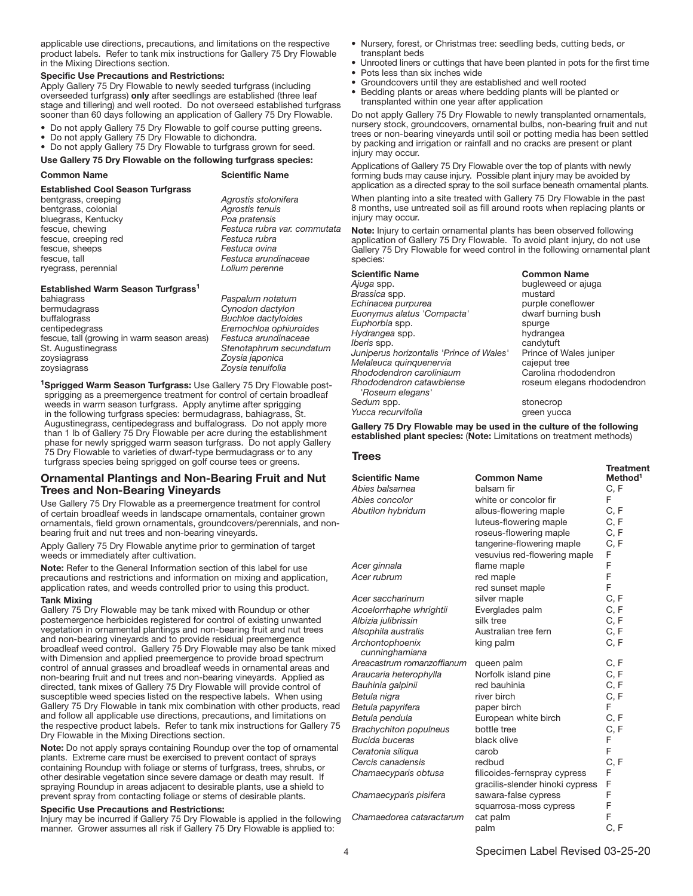applicable use directions, precautions, and limitations on the respective product labels. Refer to tank mix instructions for Gallery 75 Dry Flowable in the Mixing Directions section.

**Specific Use Precautions and Restrictions:**

Apply Gallery 75 Dry Flowable to newly seeded turfgrass (including overseeded turfgrass) **only** after seedlings are established (three leaf stage and tillering) and well rooted. Do not overseed established turfgrass sooner than 60 days following an application of Gallery 75 Dry Flowable.

- Do not apply Gallery 75 Dry Flowable to golf course putting greens.
- Do not apply Gallery 75 Dry Flowable to dichondra.
- Do not apply Gallery 75 Dry Flowable to turfgrass grown for seed.

**Use Gallery 75 Dry Flowable on the following turfgrass species:**

| Common Name | Scientific Name |
|---|---|
| **Established Cool Season Turfgrass** | |
| bentgrass, creeping | *Agrostis stolonifera* |
| bentgrass, colonial | *Agrostis tenuis* |
| bluegrass, Kentucky | *Poa pratensis* |
| fescue, chewing | *Festuca rubra var. commutata* |
| fescue, creeping red | *Festuca rubra* |
| fescue, sheeps | *Festuca ovina* |
| fescue, tall | *Festuca arundinaceae* |
| ryegrass, perennial | *Lolium perenne* |
| **Established Warm Season Turfgrass[1]** | |
| bahiagrass | *Paspalum notatum* |
| bermudagrass | *Cynodon dactylon* |
| buffalograss | *Buchloe dactyloides* |
| centipedegrass | *Eremochloa ophiuroides* |
| fescue, tall (growing in warm season areas) | *Festuca arundinaceae* |
| St. Augustinegrass | *Stenotaphrum secundatum* |
| zoysiagrass | *Zoysia japonica* |
| zoysiagrass | *Zoysia tenuifolia* |

[1]**Sprigged Warm Season Turfgrass:** Use Gallery 75 Dry Flowable post-sprigging as a preemergence treatment for control of certain broadleaf weeds in warm season turfgrass. Apply anytime after sprigging in the following turfgrass species: bermudagrass, bahiagrass, St. Augustinegrass, centipedegrass and buffalograss. Do not apply more than 1 lb of Gallery 75 Dry Flowable per acre during the establishment phase for newly sprigged warm season turfgrass. Do not apply Gallery 75 Dry Flowable to varieties of dwarf-type bermudagrass or to any turfgrass species being sprigged on golf course tees or greens.

## Ornamental Plantings and Non-Bearing Fruit and Nut Trees and Non-Bearing Vineyards

Use Gallery 75 Dry Flowable as a preemergence treatment for control of certain broadleaf weeds in landscape ornamentals, container grown ornamentals, field grown ornamentals, groundcovers/perennials, and non-bearing fruit and nut trees and non-bearing vineyards.

Apply Gallery 75 Dry Flowable anytime prior to germination of target weeds or immediately after cultivation.

**Note:** Refer to the General Information section of this label for use precautions and restrictions and information on mixing and application, application rates, and weeds controlled prior to using this product.

**Tank Mixing**

Gallery 75 Dry Flowable may be tank mixed with Roundup or other postemergence herbicides registered for control of existing unwanted vegetation in ornamental plantings and non-bearing fruit and nut trees and non-bearing vineyards and to provide residual preemergence broadleaf weed control. Gallery 75 Dry Flowable may also be tank mixed with Dimension and applied preemergence to provide broad spectrum control of annual grasses and broadleaf weeds in ornamental areas and non-bearing fruit and nut trees and non-bearing vineyards. Applied as directed, tank mixes of Gallery 75 Dry Flowable will provide control of susceptible weed species listed on the respective labels. When using Gallery 75 Dry Flowable in tank mix combination with other products, read and follow all applicable use directions, precautions, and limitations on the respective product labels. Refer to tank mix instructions for Gallery 75 Dry Flowable in the Mixing Directions section.

**Note:** Do not apply sprays containing Roundup over the top of ornamental plants. Extreme care must be exercised to prevent contact of sprays containing Roundup with foliage or stems of turfgrass, trees, shrubs, or other desirable vegetation since severe damage or death may result. If spraying Roundup in areas adjacent to desirable plants, use a shield to prevent spray from contacting foliage or stems of desirable plants.

**Specific Use Precautions and Restrictions:**

Injury may be incurred if Gallery 75 Dry Flowable is applied in the following manner. Grower assumes all risk if Gallery 75 Dry Flowable is applied to:

- Nursery, forest, or Christmas tree: seedling beds, cutting beds, or transplant beds
- Unrooted liners or cuttings that have been planted in pots for the first time
- Pots less than six inches wide
- Groundcovers until they are established and well rooted
- Bedding plants or areas where bedding plants will be planted or transplanted within one year after application

Do not apply Gallery 75 Dry Flowable to newly transplanted ornamentals, nursery stock, groundcovers, ornamental bulbs, non-bearing fruit and nut trees or non-bearing vineyards until soil or potting media has been settled by packing and irrigation or rainfall and no cracks are present or plant injury may occur.

Applications of Gallery 75 Dry Flowable over the top of plants with newly forming buds may cause injury. Possible plant injury may be avoided by application as a directed spray to the soil surface beneath ornamental plants.

When planting into a site treated with Gallery 75 Dry Flowable in the past 8 months, use untreated soil as fill around roots when replacing plants or injury may occur.

**Note:** Injury to certain ornamental plants has been observed following application of Gallery 75 Dry Flowable. To avoid plant injury, do not use Gallery 75 Dry Flowable for weed control in the following ornamental plant species:

| Scientific Name | Common Name |
|---|---|
| *Ajuga* spp. | bugleweed or ajuga |
| *Brassica* spp. | mustard |
| *Echinacea purpurea* | purple coneflower |
| *Euonymus alatus 'Compacta'* | dwarf burning bush |
| *Euphorbia* spp. | spurge |
| *Hydrangea* spp. | hydrangea |
| *Iberis* spp. | candytuft |
| *Juniperus horizontalis 'Prince of Wales'* | Prince of Wales juniper |
| *Melaleuca quinquenervia* | cajeput tree |
| *Rhododendron caroliniaum* | Carolina rhododendron |
| *Rhododendron catawbiense 'Roseum elegans'* | roseum elegans rhododendron |
| *Sedum* spp. | stonecrop |
| *Yucca recurvifolia* | green yucca |

**Gallery 75 Dry Flowable may be used in the culture of the following established plant species:** (**Note:** Limitations on treatment methods)

### Trees

| Scientific Name | Common Name | Treatment Method[1] |
|---|---|---|
| *Abies balsamea* | balsam fir | C, F |
| *Abies concolor* | white or concolor fir | F |
| *Abutilon hybridum* | albus-flowering maple | C, F |
| | luteus-flowering maple | C, F |
| | roseus-flowering maple | C, F |
| | tangerine-flowering maple | C, F |
| | vesuvius red-flowering maple | F |
| *Acer ginnala* | flame maple | F |
| *Acer rubrum* | red maple | F |
| | red sunset maple | F |
| *Acer saccharinum* | silver maple | C, F |
| *Acoelorrhaphe whrightii* | Everglades palm | C, F |
| *Albizia julibrissin* | silk tree | C, F |
| *Alsophila australis* | Australian tree fern | C, F |
| *Archontophoenix cunninghamiana* | king palm | C, F |
| *Areacastrum romanzoffianum* | queen palm | C, F |
| *Araucaria heterophylla* | Norfolk island pine | C, F |
| *Bauhinia galpinii* | red bauhinia | C, F |
| *Betula nigra* | river birch | C, F |
| *Betula papyrifera* | paper birch | F |
| *Betula pendula* | European white birch | C, F |
| *Brachychiton populneus* | bottle tree | C, F |
| *Bucida buceras* | black olive | F |
| *Ceratonia siliqua* | carob | F |
| *Cercis canadensis* | redbud | C, F |
| *Chamaecyparis obtusa* | filicoides-fernspray cypress | F |
| | gracilis-slender hinoki cypress | F |
| *Chamaecyparis pisifera* | sawara-false cypress | F |
| | squarrosa-moss cypress | F |
| *Chamaedorea cataractarum* | cat palm | F |
| | palm | C, F |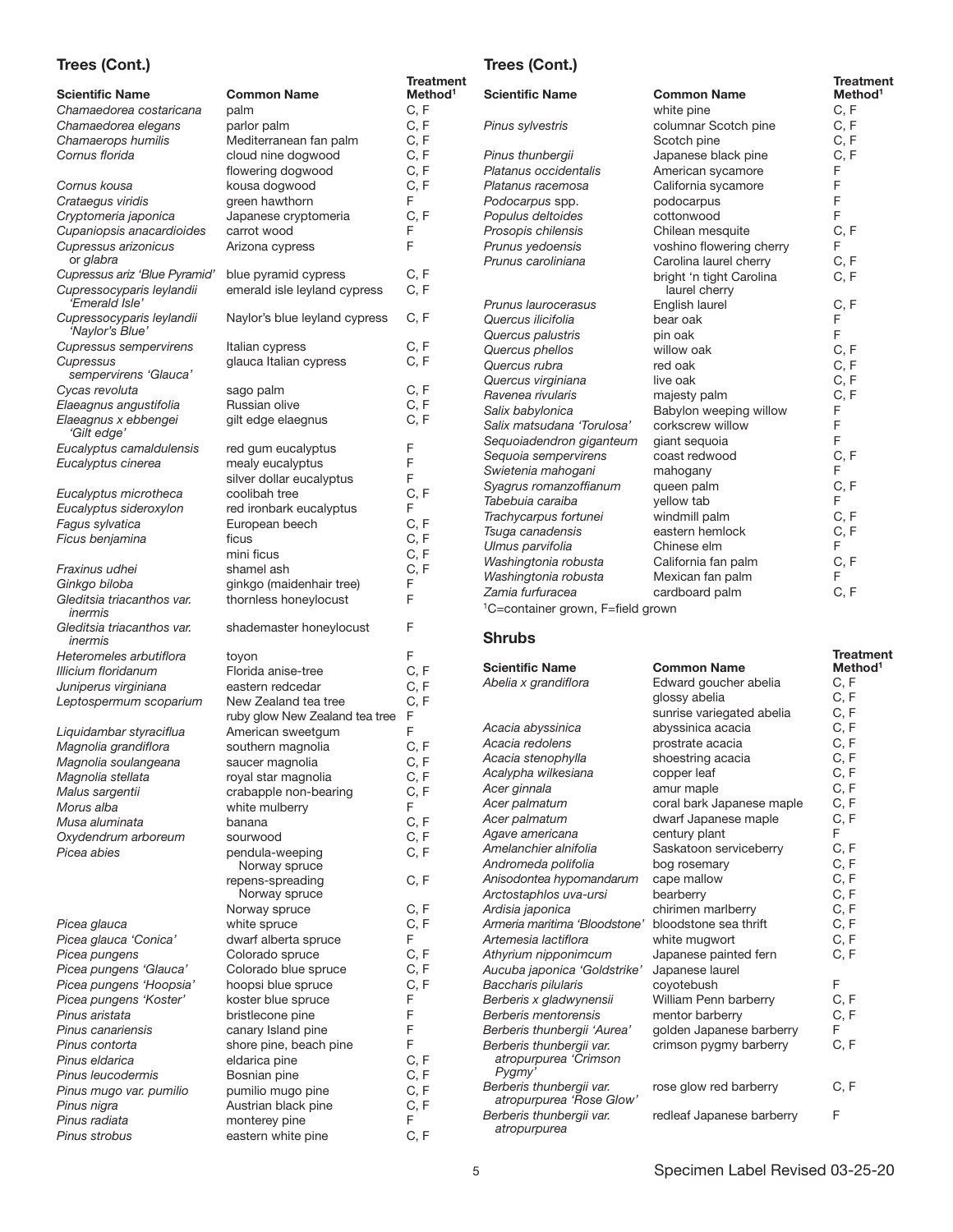## Trees (Cont.)

| Scientific Name | Common Name | Treatment Method[1] |
|---|---|---|
| *Chamaedorea costaricana* | palm | C, F |
| *Chamaedorea elegans* | parlor palm | C, F |
| *Chamaerops humilis* | Mediterranean fan palm | C, F |
| *Cornus florida* | cloud nine dogwood | C, F |
| | flowering dogwood | C, F |
| *Cornus kousa* | kousa dogwood | C, F |
| *Crataegus viridis* | green hawthorn | F |
| *Cryptomeria japonica* | Japanese cryptomeria | C, F |
| *Cupaniopsis anacardioides* | carrot wood | F |
| *Cupressus arizonicus* or *glabra* | Arizona cypress | F |
| *Cupressus ariz 'Blue Pyramid'* | blue pyramid cypress | C, F |
| *Cupressocyparis leylandii 'Emerald Isle'* | emerald isle leyland cypress | C, F |
| *Cupressocyparis leylandii 'Naylor's Blue'* | Naylor's blue leyland cypress | C, F |
| *Cupressus sempervirens* | Italian cypress | C, F |
| *Cupressus sempervirens 'Glauca'* | glauca Italian cypress | C, F |
| *Cycas revoluta* | sago palm | C, F |
| *Elaeagnus angustifolia* | Russian olive | C, F |
| *Elaeagnus x ebbengei 'Gilt edge'* | gilt edge elaegnus | C, F |
| *Eucalyptus camaldulensis* | red gum eucalyptus | F |
| *Eucalyptus cinerea* | mealy eucalyptus | F |
| | silver dollar eucalyptus | F |
| *Eucalyptus microtheca* | coolibah tree | C, F |
| *Eucalyptus sideroxylon* | red ironbark eucalyptus | F |
| *Fagus sylvatica* | European beech | C, F |
| *Ficus benjamina* | ficus | C, F |
| | mini ficus | C, F |
| *Fraxinus udhei* | shamel ash | C, F |
| *Ginkgo biloba* | ginkgo (maidenhair tree) | F |
| *Gleditsia triacanthos var. inermis* | thornless honeylocust | F |
| *Gleditsia triacanthos var. inermis* | shademaster honeylocust | F |
| *Heteromeles arbutiflora* | toyon | F |
| *Illicium floridanum* | Florida anise-tree | C, F |
| *Juniperus virginiana* | eastern redcedar | C, F |
| *Leptospermum scoparium* | New Zealand tea tree | C, F |
| | ruby glow New Zealand tea tree | F |
| *Liquidambar styraciflua* | American sweetgum | F |
| *Magnolia grandiflora* | southern magnolia | C, F |
| *Magnolia soulangeana* | saucer magnolia | C, F |
| *Magnolia stellata* | royal star magnolia | C, F |
| *Malus sargentii* | crabapple non-bearing | C, F |
| *Morus alba* | white mulberry | F |
| *Musa aluminata* | banana | C, F |
| *Oxydendrum arboreum* | sourwood | C, F |
| *Picea abies* | pendula-weeping Norway spruce | C, F |
| | repens-spreading Norway spruce | C, F |
| | Norway spruce | C, F |
| *Picea glauca* | white spruce | C, F |
| *Picea glauca 'Conica'* | dwarf alberta spruce | F |
| *Picea pungens* | Colorado spruce | C, F |
| *Picea pungens 'Glauca'* | Colorado blue spruce | C, F |
| *Picea pungens 'Hoopsia'* | hoopsi blue spruce | C, F |
| *Picea pungens 'Koster'* | koster blue spruce | F |
| *Pinus aristata* | bristlecone pine | F |
| *Pinus canariensis* | canary Island pine | F |
| *Pinus contorta* | shore pine, beach pine | F |
| *Pinus eldarica* | eldarica pine | C, F |
| *Pinus leucodermis* | Bosnian pine | C, F |
| *Pinus mugo var. pumilio* | pumilio mugo pine | C, F |
| *Pinus nigra* | Austrian black pine | C, F |
| *Pinus radiata* | monterey pine | F |
| *Pinus strobus* | eastern white pine | C, F |
| | white pine | C, F |
| *Pinus sylvestris* | columnar Scotch pine | C, F |
| | Scotch pine | C, F |
| *Pinus thunbergii* | Japanese black pine | C, F |
| *Platanus occidentalis* | American sycamore | F |
| *Platanus racemosa* | California sycamore | F |
| *Podocarpus* spp. | podocarpus | F |
| *Populus deltoides* | cottonwood | F |
| *Prosopis chilensis* | Chilean mesquite | C, F |
| *Prunus yedoensis* | voshino flowering cherry | F |
| *Prunus caroliniana* | Carolina laurel cherry | C, F |
| | bright 'n tight Carolina laurel cherry | C, F |
| *Prunus laurocerasus* | English laurel | C, F |
| *Quercus ilicifolia* | bear oak | F |
| *Quercus palustris* | pin oak | F |
| *Quercus phellos* | willow oak | C, F |
| *Quercus rubra* | red oak | C, F |
| *Quercus virginiana* | live oak | C, F |
| *Ravenea rivularis* | majesty palm | C, F |
| *Salix babylonica* | Babylon weeping willow | F |
| *Salix matsudana 'Torulosa'* | corkscrew willow | F |
| *Sequoiadendron giganteum* | giant sequoia | F |
| *Sequoia sempervirens* | coast redwood | C, F |
| *Swietenia mahogani* | mahogany | F |
| *Syagrus romanzoffianum* | queen palm | C, F |
| *Tabebuia caraiba* | yellow tab | F |
| *Trachycarpus fortunei* | windmill palm | C, F |
| *Tsuga canadensis* | eastern hemlock | C, F |
| *Ulmus parvifolia* | Chinese elm | F |
| *Washingtonia robusta* | California fan palm | C, F |
| *Washingtonia robusta* | Mexican fan palm | F |
| *Zamia furfuracea* | cardboard palm | C, F |

[1]C=container grown, F=field grown

## Shrubs

| Scientific Name | Common Name | Treatment Method[1] |
|---|---|---|
| *Abelia x grandiflora* | Edward goucher abelia | C, F |
| | glossy abelia | C, F |
| | sunrise variegated abelia | C, F |
| *Acacia abyssinica* | abyssinica acacia | C, F |
| *Acacia redolens* | prostrate acacia | C, F |
| *Acacia stenophylla* | shoestring acacia | C, F |
| *Acalypha wilkesiana* | copper leaf | C, F |
| *Acer ginnala* | amur maple | C, F |
| *Acer palmatum* | coral bark Japanese maple | C, F |
| *Acer palmatum* | dwarf Japanese maple | C, F |
| *Agave americana* | century plant | F |
| *Amelanchier alnifolia* | Saskatoon serviceberry | C, F |
| *Andromeda polifolia* | bog rosemary | C, F |
| *Anisodontea hypomandarum* | cape mallow | C, F |
| *Arctostaphlos uva-ursi* | bearberry | C, F |
| *Ardisia japonica* | chirimen marlberry | C, F |
| *Armeria maritima 'Bloodstone'* | bloodstone sea thrift | C, F |
| *Artemesia lactiflora* | white mugwort | C, F |
| *Athyrium nipponimcum* | Japanese painted fern | C, F |
| *Aucuba japonica 'Goldstrike'* | Japanese laurel | |
| *Baccharis pilularis* | coyotebush | F |
| *Berberis x gladwynensii* | William Penn barberry | C, F |
| *Berberis mentorensis* | mentor barberry | C, F |
| *Berberis thunbergii 'Aurea'* | golden Japanese barberry | F |
| *Berberis thunbergii var. atropurpurea 'Crimson Pygmy'* | crimson pygmy barberry | C, F |
| *Berberis thunbergii var. atropurpurea 'Rose Glow'* | rose glow red barberry | C, F |
| *Berberis thunbergii var. atropurpurea* | redleaf Japanese barberry | F |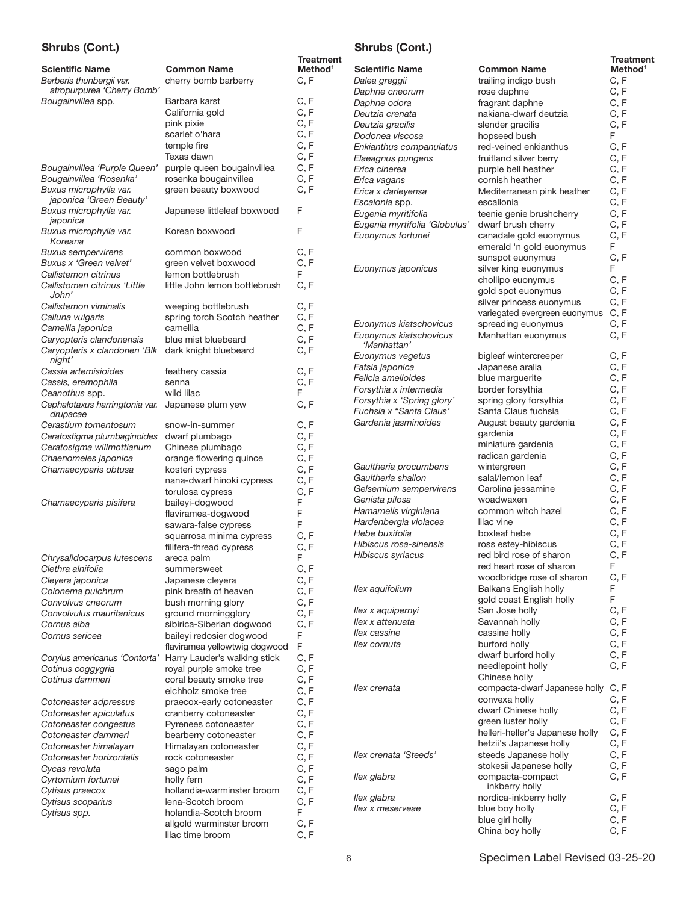## Shrubs (Cont.)

| Scientific Name | Common Name | Treatment Method[1] |
|---|---|---|
| *Berberis thunbergii var. atropurpurea 'Cherry Bomb'* | cherry bomb barberry | C, F |
| *Bougainvillea* spp. | Barbara karst | C, F |
| | California gold | C, F |
| | pink pixie | C, F |
| | scarlet o'hara | C, F |
| | temple fire | C, F |
| | Texas dawn | C, F |
| *Bougainvillea 'Purple Queen'* | purple queen bougainvillea | C, F |
| *Bougainvillea 'Rosenka'* | rosenka bougainvillea | C, F |
| *Buxus microphylla var. japonica 'Green Beauty'* | green beauty boxwood | C, F |
| *Buxus microphylla var. japonica* | Japanese littleleaf boxwood | F |
| *Buxus microphylla var. Koreana* | Korean boxwood | F |
| *Buxus sempervirens* | common boxwood | C, F |
| *Buxus x 'Green velvet'* | green velvet boxwood | C, F |
| *Callistemon citrinus* | lemon bottlebrush | F |
| *Callistomen citrinus 'Little John'* | little John lemon bottlebrush | C, F |
| *Callistemon viminalis* | weeping bottlebrush | C, F |
| *Calluna vulgaris* | spring torch Scotch heather | C, F |
| *Camellia japonica* | camellia | C, F |
| *Caryopteris clandonensis* | blue mist bluebeard | C, F |
| *Caryopteris x clandonen 'Blk night'* | dark knight bluebeard | C, F |
| *Cassia artemisioides* | feathery cassia | C, F |
| *Cassis, eremophila* | senna | C, F |
| *Ceanothus* spp. | wild lilac | F |
| *Cephalotaxus harringtonia var. drupacae* | Japanese plum yew | C, F |
| *Cerastium tomentosum* | snow-in-summer | C, F |
| *Ceratostigma plumbaginoides* | dwarf plumbago | C, F |
| *Ceratosigma willmottianum* | Chinese plumbago | C, F |
| *Chaenomeles japonica* | orange flowering quince | C, F |
| *Chamaecyparis obtusa* | kosteri cypress | C, F |
| | nana-dwarf hinoki cypress | C, F |
| | torulosa cypress | C, F |
| *Chamaecyparis pisifera* | baileyi-dogwood | F |
| | flaviramea-dogwood | F |
| | sawara-false cypress | F |
| | squarrosa minima cypress | C, F |
| | filifera-thread cypress | C, F |
| *Chrysalidocarpus lutescens* | areca palm | F |
| *Clethra alnifolia* | summersweet | C, F |
| *Cleyera japonica* | Japanese cleyera | C, F |
| *Colonema pulchrum* | pink breath of heaven | C, F |
| *Convolvus cneorum* | bush morning glory | C, F |
| *Convolvulus mauritanicus* | ground morningglory | C, F |
| *Cornus alba* | sibirica-Siberian dogwood | C, F |
| *Cornus sericea* | baileyi redosier dogwood | F |
| | flaviramea yellowtwig dogwood | F |
| *Corylus americanus 'Contorta'* | Harry Lauder's walking stick | C, F |
| *Cotinus coggygria* | royal purple smoke tree | C, F |
| *Cotinus dammeri* | coral beauty smoke tree | C, F |
| | eichholz smoke tree | C, F |
| *Cotoneaster adpressus* | praecox-early cotoneaster | C, F |
| *Cotoneaster apiculatus* | cranberry cotoneaster | C, F |
| *Cotoneaster congestus* | Pyrenees cotoneaster | C, F |
| *Cotoneaster dammeri* | bearberry cotoneaster | C, F |
| *Cotoneaster himalayan* | Himalayan cotoneaster | C, F |
| *Cotoneaster horizontalis* | rock cotoneaster | C, F |
| *Cycas revoluta* | sago palm | C, F |
| *Cyrtomium fortunei* | holly fern | C, F |
| *Cytisus praecox* | hollandia-warminster broom | C, F |
| *Cytisus scoparius* | lena-Scotch broom | C, F |
| *Cytisus spp.* | holandia-Scotch broom | F |
| | allgold warminster broom | C, F |
| | lilac time broom | C, F |
| *Dalea greggii* | trailing indigo bush | C, F |
| *Daphne cneorum* | rose daphne | C, F |
| *Daphne odora* | fragrant daphne | C, F |
| *Deutzia crenata* | nakiana-dwarf deutzia | C, F |
| *Deutzia gracilis* | slender gracilis | C, F |
| *Dodonea viscosa* | hopseed bush | F |
| *Enkianthus companulatus* | red-veined enkianthus | C, F |
| *Elaeagnus pungens* | fruitland silver berry | C, F |
| *Erica cinerea* | purple bell heather | C, F |
| *Erica vagans* | cornish heather | C, F |
| *Erica x darleyensa* | Mediterranean pink heather | C, F |
| *Escalonia* spp. | escallonia | C, F |
| *Eugenia myritifolia* | teenie genie brushcherry | C, F |
| *Eugenia myrtifolia 'Globulus'* | dwarf brush cherry | C, F |
| *Euonymus fortunei* | canadale gold euonymus | C, F |
| | emerald 'n gold euonymus | F |
| | sunspot euonymus | C, F |
| *Euonymus japonicus* | silver king euonymus | F |
| | chollipo euonymus | C, F |
| | gold spot euonymus | C, F |
| | silver princess euonymus | C, F |
| | variegated evergreen euonymus | C, F |
| *Euonymus kiatschovicus* | spreading euonymus | C, F |
| *Euonymus kiatschovicus 'Manhattan'* | Manhattan euonymus | C, F |
| *Euonymus vegetus* | bigleaf wintercreeper | C, F |
| *Fatsia japonica* | Japanese aralia | C, F |
| *Felicia amelloides* | blue marguerite | C, F |
| *Forsythia x intermedia* | border forsythia | C, F |
| *Forsythia x 'Spring glory'* | spring glory forsythia | C, F |
| *Fuchsia x "Santa Claus'* | Santa Claus fuchsia | C, F |
| *Gardenia jasminoides* | August beauty gardenia | C, F |
| | gardenia | C, F |
| | miniature gardenia | C, F |
| | radican gardenia | C, F |
| *Gaultheria procumbens* | wintergreen | C, F |
| *Gaultheria shallon* | salal/lemon leaf | C, F |
| *Gelsemium sempervirens* | Carolina jessamine | C, F |
| *Genista pilosa* | woadwaxen | C, F |
| *Hamamelis virginiana* | common witch hazel | C, F |
| *Hardenbergia violacea* | lilac vine | C, F |
| *Hebe buxifolia* | boxleaf hebe | C, F |
| *Hibiscus rosa-sinensis* | ross estey-hibiscus | C, F |
| *Hibiscus syriacus* | red bird rose of sharon | C, F |
| | red heart rose of sharon | F |
| | woodbridge rose of sharon | C, F |
| *Ilex aquifolium* | Balkans English holly | F |
| | gold coast English holly | F |
| *Ilex x aquipernyi* | San Jose holly | C, F |
| *Ilex x attenuata* | Savannah holly | C, F |
| *Ilex cassine* | cassine holly | C, F |
| *Ilex cornuta* | burford holly | C, F |
| | dwarf burford holly | C, F |
| | needlepoint holly | C, F |
| | Chinese holly | |
| *Ilex crenata* | compacta-dwarf Japanese holly | C, F |
| | convexa holly | C, F |
| | dwarf Chinese holly | C, F |
| | green luster holly | C, F |
| | helleri-heller's Japanese holly | C, F |
| | hetzii's Japanese holly | C, F |
| *Ilex crenata 'Steeds'* | steeds Japanese holly | C, F |
| | stokesii Japanese holly | C, F |
| *Ilex glabra* | compacta-compact inkberry holly | C, F |
| *Ilex glabra* | nordica-inkberry holly | C, F |
| *Ilex x meserveae* | blue boy holly | C, F |
| | blue girl holly | C, F |
| | China boy holly | C, F |

Specimen Label Revised 03-25-20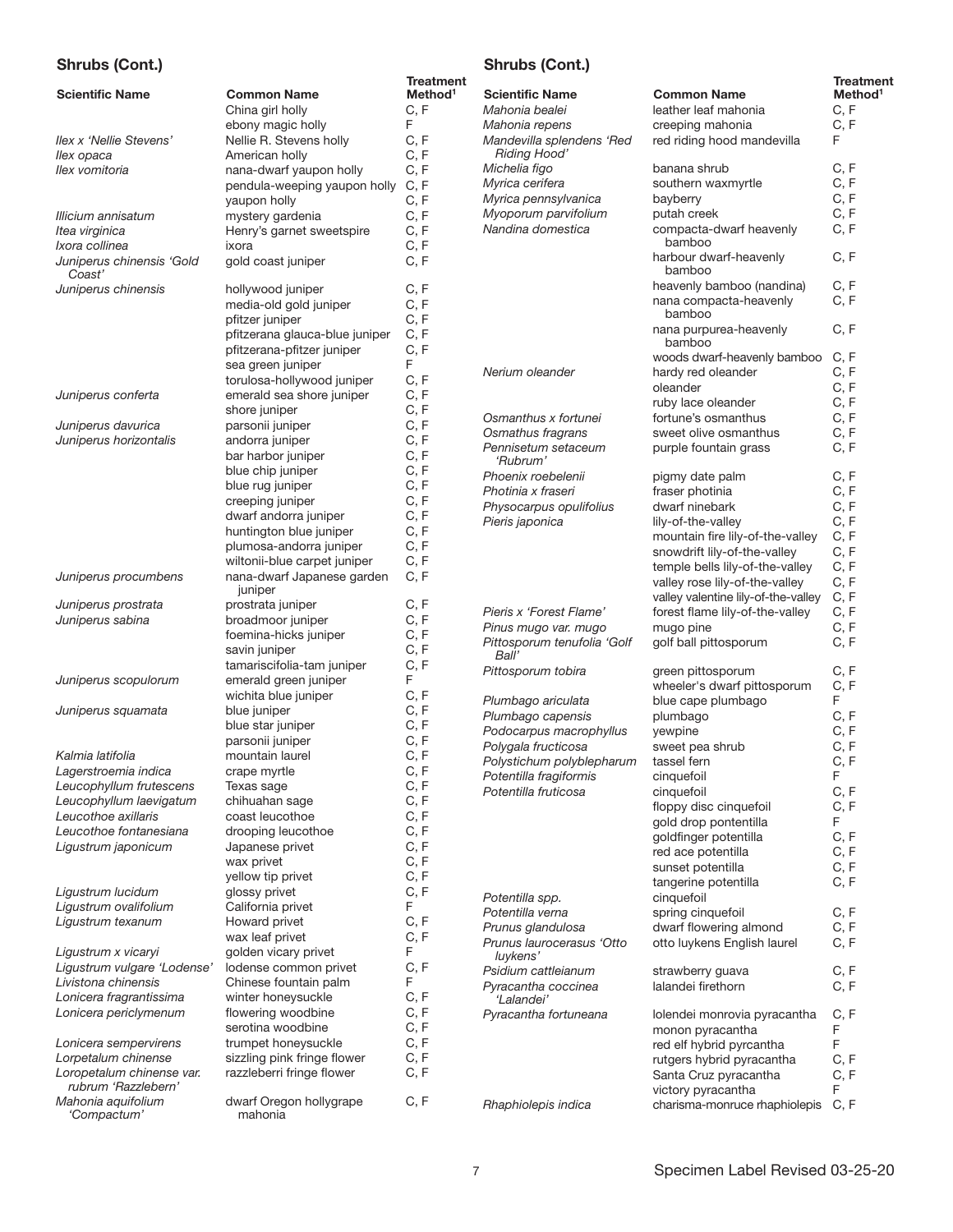## Shrubs (Cont.)

| Scientific Name | Common Name | Treatment Method[1] |
|---|---|---|
| | China girl holly | C, F |
| | ebony magic holly | F |
| *Ilex x 'Nellie Stevens'* | Nellie R. Stevens holly | C, F |
| *Ilex opaca* | American holly | C, F |
| *Ilex vomitoria* | nana-dwarf yaupon holly | C, F |
| | pendula-weeping yaupon holly | C, F |
| | yaupon holly | C, F |
| *Illicium annisatum* | mystery gardenia | C, F |
| *Itea virginica* | Henry's garnet sweetspire | C, F |
| *Ixora collinea* | ixora | C, F |
| *Juniperus chinensis 'Gold Coast'* | gold coast juniper | C, F |
| *Juniperus chinensis* | hollywood juniper | C, F |
| | media-old gold juniper | C, F |
| | pfitzer juniper | C, F |
| | pfitzerana glauca-blue juniper | C, F |
| | pfitzerana-pfitzer juniper | C, F |
| | sea green juniper | F |
| | torulosa-hollywood juniper | C, F |
| *Juniperus conferta* | emerald sea shore juniper | C, F |
| | shore juniper | C, F |
| *Juniperus davurica* | parsonii juniper | C, F |
| *Juniperus horizontalis* | andorra juniper | C, F |
| | bar harbor juniper | C, F |
| | blue chip juniper | C, F |
| | blue rug juniper | C, F |
| | creeping juniper | C, F |
| | dwarf andorra juniper | C, F |
| | huntington blue juniper | C, F |
| | plumosa-andorra juniper | C, F |
| | wiltonii-blue carpet juniper | C, F |
| *Juniperus procumbens* | nana-dwarf Japanese garden juniper | C, F |
| *Juniperus prostrata* | prostrata juniper | C, F |
| *Juniperus sabina* | broadmoor juniper | C, F |
| | foemina-hicks juniper | C, F |
| | savin juniper | C, F |
| | tamariscifolia-tam juniper | C, F |
| *Juniperus scopulorum* | emerald green juniper | F |
| | wichita blue juniper | C, F |
| *Juniperus squamata* | blue juniper | C, F |
| | blue star juniper | C, F |
| | parsonii juniper | C, F |
| *Kalmia latifolia* | mountain laurel | C, F |
| *Lagerstroemia indica* | crape myrtle | C, F |
| *Leucophyllum frutescens* | Texas sage | C, F |
| *Leucophyllum laevigatum* | chihuahan sage | C, F |
| *Leucothoe axillaris* | coast leucothoe | C, F |
| *Leucothoe fontanesiana* | drooping leucothoe | C, F |
| *Ligustrum japonicum* | Japanese privet | C, F |
| | wax privet | C, F |
| | yellow tip privet | C, F |
| *Ligustrum lucidum* | glossy privet | C, F |
| *Ligustrum ovalifolium* | California privet | F |
| *Ligustrum texanum* | Howard privet | C, F |
| | wax leaf privet | C, F |
| *Ligustrum x vicaryi* | golden vicary privet | F |
| *Ligustrum vulgare 'Lodense'* | lodense common privet | C, F |
| *Livistona chinensis* | Chinese fountain palm | F |
| *Lonicera fragrantissima* | winter honeysuckle | C, F |
| *Lonicera periclymenum* | flowering woodbine | C, F |
| | serotina woodbine | C, F |
| *Lonicera sempervirens* | trumpet honeysuckle | C, F |
| *Lorpetalum chinense* | sizzling pink fringe flower | C, F |
| *Loropetalum chinense var. rubrum 'Razzlebern'* | razzleberri fringe flower | C, F |
| *Mahonia aquifolium 'Compactum'* | dwarf Oregon hollygrape mahonia | C, F |
| *Mahonia bealei* | leather leaf mahonia | C, F |
| *Mahonia repens* | creeping mahonia | C, F |
| *Mandevilla splendens 'Red Riding Hood'* | red riding hood mandevilla | F |
| *Michelia figo* | banana shrub | C, F |
| *Myrica cerifera* | southern waxmyrtle | C, F |
| *Myrica pennsylvanica* | bayberry | C, F |
| *Myoporum parvifolium* | putah creek | C, F |
| *Nandina domestica* | compacta-dwarf heavenly bamboo | C, F |
| | harbour dwarf-heavenly bamboo | C, F |
| | heavenly bamboo (nandina) | C, F |
| | nana compacta-heavenly bamboo | C, F |
| | nana purpurea-heavenly bamboo | C, F |
| | woods dwarf-heavenly bamboo | C, F |
| *Nerium oleander* | hardy red oleander | C, F |
| | oleander | C, F |
| | ruby lace oleander | C, F |
| *Osmanthus x fortunei* | fortune's osmanthus | C, F |
| *Osmathus fragrans* | sweet olive osmanthus | C, F |
| *Pennisetum setaceum 'Rubrum'* | purple fountain grass | C, F |
| *Phoenix roebelenii* | pigmy date palm | C, F |
| *Photinia x fraseri* | fraser photinia | C, F |
| *Physocarpus opulifolius* | dwarf ninebark | C, F |
| *Pieris japonica* | lily-of-the-valley | C, F |
| | mountain fire lily-of-the-valley | C, F |
| | snowdrift lily-of-the-valley | C, F |
| | temple bells lily-of-the-valley | C, F |
| | valley rose lily-of-the-valley | C, F |
| | valley valentine lily-of-the-valley | C, F |
| *Pieris x 'Forest Flame'* | forest flame lily-of-the-valley | C, F |
| *Pinus mugo var. mugo* | mugo pine | C, F |
| *Pittosporum tenufolia 'Golf Ball'* | golf ball pittosporum | C, F |
| *Pittosporum tobira* | green pittosporum | C, F |
| | wheeler's dwarf pittosporum | C, F |
| *Plumbago ariculata* | blue cape plumbago | F |
| *Plumbago capensis* | plumbago | C, F |
| *Podocarpus macrophyllus* | yewpine | C, F |
| *Polygala fructicosa* | sweet pea shrub | C, F |
| *Polystichum polyblepharum* | tassel fern | C, F |
| *Potentilla fragiformis* | cinquefoil | F |
| *Potentilla fruticosa* | cinquefoil | C, F |
| | floppy disc cinquefoil | C, F |
| | gold drop pontentilla | F |
| | goldfinger potentilla | C, F |
| | red ace potentilla | C, F |
| | sunset potentilla | C, F |
| | tangerine potentilla | C, F |
| *Potentilla spp.* | cinquefoil | |
| *Potentilla verna* | spring cinquefoil | C, F |
| *Prunus glandulosa* | dwarf flowering almond | C, F |
| *Prunus laurocerasus 'Otto luykens'* | otto luykens English laurel | C, F |
| *Psidium cattleianum* | strawberry guava | C, F |
| *Pyracantha coccinea 'Lalandei'* | lalandei firethorn | C, F |
| *Pyracantha fortuneana* | lolendei monrovia pyracantha | C, F |
| | monon pyracantha | F |
| | red elf hybrid pyrcantha | F |
| | rutgers hybrid pyracantha | C, F |
| | Santa Cruz pyracantha | C, F |
| | victory pyracantha | F |
| *Rhaphiolepis indica* | charisma-monruce rhaphiolepis | C, F |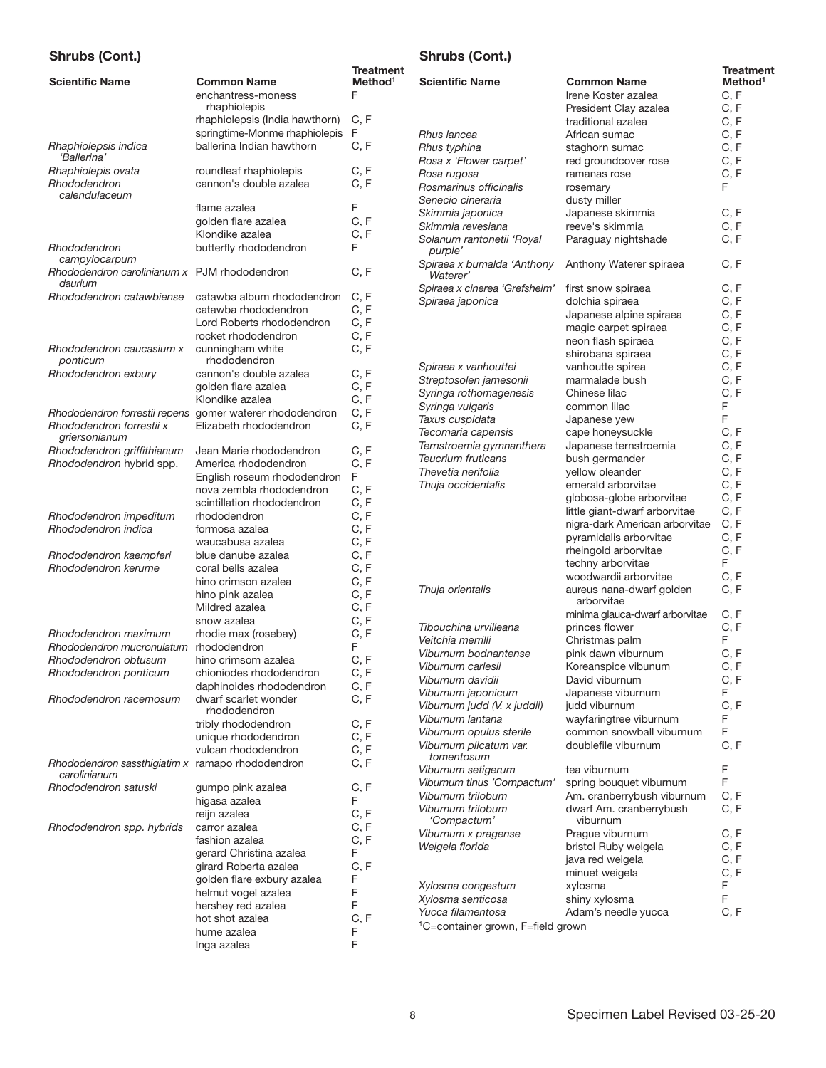## Shrubs (Cont.)

| Scientific Name | Common Name | Treatment Method[1] |
|---|---|---|
| | enchantress-moness rhaphiolepis | F |
| | rhaphiolepsis (India hawthorn) | C, F |
| | springtime-Monme rhaphiolepis | F |
| *Rhaphiolepsis indica 'Ballerina'* | ballerina Indian hawthorn | C, F |
| *Rhaphiolepis ovata* | roundleaf rhaphiolepis | C, F |
| *Rhododendron calendulaceum* | cannon's double azalea | C, F |
| | flame azalea | F |
| | golden flare azalea | C, F |
| | Klondike azalea | C, F |
| *Rhododendron campylocarpum* | butterfly rhododendron | F |
| *Rhododendron carolinianum x daurium* | PJM rhododendron | C, F |
| *Rhododendron catawbiense* | catawba album rhododendron | C, F |
| | catawba rhododendron | C, F |
| | Lord Roberts rhododendron | C, F |
| | rocket rhododendron | C, F |
| *Rhododendron caucasium x ponticum* | cunningham white rhododendron | C, F |
| *Rhododendron exbury* | cannon's double azalea | C, F |
| | golden flare azalea | C, F |
| | Klondike azalea | C, F |
| *Rhododendron forrestii repens* | gomer waterer rhododendron | C, F |
| *Rhododendron forrestii x griersonianum* | Elizabeth rhododendron | C, F |
| *Rhododendron griffithianum* | Jean Marie rhododendron | C, F |
| *Rhododendron* hybrid spp. | America rhododendron | C, F |
| | English roseum rhododendron | F |
| | nova zembla rhododendron | C, F |
| | scintillation rhododendron | C, F |
| *Rhododendron impeditum* | rhododendron | C, F |
| *Rhododendron indica* | formosa azalea | C, F |
| | waucabusa azalea | C, F |
| *Rhododendron kaempferi* | blue danube azalea | C, F |
| *Rhododendron kerume* | coral bells azalea | C, F |
| | hino crimson azalea | C, F |
| | hino pink azalea | C, F |
| | Mildred azalea | C, F |
| | snow azalea | C, F |
| *Rhododendron maximum* | rhodie max (rosebay) | C, F |
| *Rhododendron mucronulatum* | rhododendron | F |
| *Rhododendron obtusum* | hino crimsom azalea | C, F |
| *Rhododendron ponticum* | chioniodes rhododendron | C, F |
| | daphinoides rhododendron | C, F |
| *Rhododendron racemosum* | dwarf scarlet wonder rhododendron | C, F |
| | tribly rhododendron | C, F |
| | unique rhododendron | C, F |
| | vulcan rhododendron | C, F |
| *Rhododendron sassthigiatim x carolinianum* | ramapo rhododendron | C, F |
| *Rhododendron satuski* | gumpo pink azalea | C, F |
| | higasa azalea | F |
| | reijn azalea | C, F |
| *Rhododendron spp. hybrids* | carror azalea | C, F |
| | fashion azalea | C, F |
| | gerard Christina azalea | F |
| | girard Roberta azalea | C, F |
| | golden flare exbury azalea | F |
| | helmut vogel azalea | F |
| | hershey red azalea | F |
| | hot shot azalea | C, F |
| | hume azalea | F |
| | Inga azalea | F |
| | Irene Koster azalea | C, F |
| | President Clay azalea | C, F |
| | traditional azalea | C, F |
| *Rhus lancea* | African sumac | C, F |
| *Rhus typhina* | staghorn sumac | C, F |
| *Rosa x 'Flower carpet'* | red groundcover rose | C, F |
| *Rosa rugosa* | ramanas rose | C, F |
| *Rosmarinus officinalis* | rosemary | F |
| *Senecio cineraria* | dusty miller | |
| *Skimmia japonica* | Japanese skimmia | C, F |
| *Skimmia revesiana* | reeve's skimmia | C, F |
| *Solanum rantonetii 'Royal purple'* | Paraguay nightshade | C, F |
| *Spiraea x bumalda 'Anthony Waterer'* | Anthony Waterer spiraea | C, F |
| *Spiraea x cinerea 'Grefsheim'* | first snow spiraea | C, F |
| *Spiraea japonica* | dolchia spiraea | C, F |
| | Japanese alpine spiraea | C, F |
| | magic carpet spiraea | C, F |
| | neon flash spiraea | C, F |
| | shirobana spiraea | C, F |
| *Spiraea x vanhouttei* | vanhoutte spirea | C, F |
| *Streptosolen jamesonii* | marmalade bush | C, F |
| *Syringa rothomagenesis* | Chinese lilac | C, F |
| *Syringa vulgaris* | common lilac | F |
| *Taxus cuspidata* | Japanese yew | F |
| *Tecomaria capensis* | cape honeysuckle | C, F |
| *Ternstroemia gymnanthera* | Japanese ternstroemia | C, F |
| *Teucrium fruticans* | bush germander | C, F |
| *Thevetia nerifolia* | yellow oleander | C, F |
| *Thuja occidentalis* | emerald arborvitae | C, F |
| | globosa-globe arborvitae | C, F |
| | little giant-dwarf arborvitae | C, F |
| | nigra-dark American arborvitae | C, F |
| | pyramidalis arborvitae | C, F |
| | rheingold arborvitae | C, F |
| | techny arborvitae | F |
| | woodwardii arborvitae | C, F |
| *Thuja orientalis* | aureus nana-dwarf golden arborvitae | C, F |
| | minima glauca-dwarf arborvitae | C, F |
| *Tibouchina urvilleana* | princes flower | C, F |
| *Veitchia merrilli* | Christmas palm | F |
| *Viburnum bodnantense* | pink dawn viburnum | C, F |
| *Viburnum carlesii* | Koreanspice vibunum | C, F |
| *Viburnum davidii* | David viburnum | C, F |
| *Viburnum japonicum* | Japanese viburnum | F |
| *Viburnum judd (V. x juddii)* | judd viburnum | C, F |
| *Viburnum lantana* | wayfaringtree viburnum | F |
| *Viburnum opulus sterile* | common snowball viburnum | F |
| *Viburnum plicatum var. tomentosum* | doublefile viburnum | C, F |
| *Viburnum setigerum* | tea viburnum | F |
| *Viburnum tinus 'Compactum'* | spring bouquet viburnum | F |
| *Viburnum trilobum* | Am. cranberrybush viburnum | C, F |
| *Viburnum trilobum 'Compactum'* | dwarf Am. cranberrybush viburnum | C, F |
| *Viburnum x pragense* | Prague viburnum | C, F |
| *Weigela florida* | bristol Ruby weigela | C, F |
| | java red weigela | C, F |
| | minuet weigela | C, F |
| *Xylosma congestum* | xylosma | F |
| *Xylosma senticosa* | shiny xylosma | F |
| *Yucca filamentosa* | Adam's needle yucca | C, F |

[1]C=container grown, F=field grown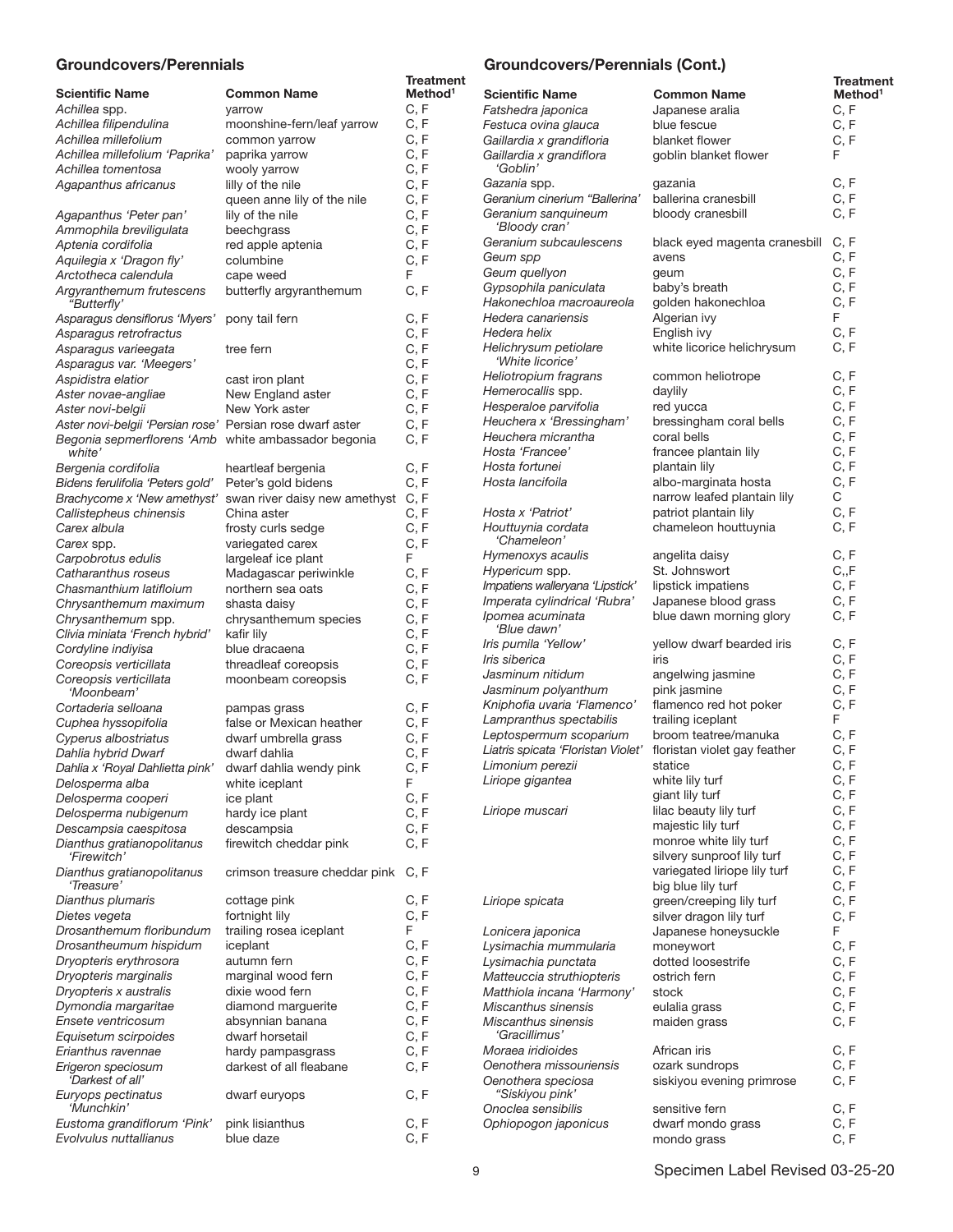## Groundcovers/Perennials

| Scientific Name | Common Name | Treatment Method[1] |
|---|---|---|
| *Achillea* spp. | yarrow | C, F |
| *Achillea filipendulina* | moonshine-fern/leaf yarrow | C, F |
| *Achillea millefolium* | common yarrow | C, F |
| *Achillea millefolium 'Paprika'* | paprika yarrow | C, F |
| *Achillea tomentosa* | wooly yarrow | C, F |
| *Agapanthus africanus* | lilly of the nile | C, F |
| | queen anne lily of the nile | C, F |
| *Agapanthus 'Peter pan'* | lily of the nile | C, F |
| *Ammophila breviligulata* | beechgrass | C, F |
| *Aptenia cordifolia* | red apple aptenia | C, F |
| *Aquilegia x 'Dragon fly'* | columbine | C, F |
| *Arctotheca calendula* | cape weed | F |
| *Argyranthemum frutescens "Butterfly'* | butterfly argyranthemum | C, F |
| *Asparagus densiflorus 'Myers'* | pony tail fern | C, F |
| *Asparagus retrofractus* | | C, F |
| *Asparagus varieegata* | tree fern | C, F |
| *Asparagus var. 'Meegers'* | | C, F |
| *Aspidistra elatior* | cast iron plant | C, F |
| *Aster novae-angliae* | New England aster | C, F |
| *Aster novi-belgii* | New York aster | C, F |
| *Aster novi-belgii 'Persian rose'* | Persian rose dwarf aster | C, F |
| *Begonia sepmerflorens 'Amb white'* | white ambassador begonia | C, F |
| *Bergenia cordifolia* | heartleaf bergenia | C, F |
| *Bidens ferulifolia 'Peters gold'* | Peter's gold bidens | C, F |
| *Brachycome x 'New amethyst'* | swan river daisy new amethyst | C, F |
| *Callistephus chinensis* | China aster | C, F |
| *Carex albula* | frosty curls sedge | C, F |
| *Carex* spp. | variegated carex | C, F |
| *Carpobrotus edulis* | largeleaf ice plant | F |
| *Catharanthus roseus* | Madagascar periwinkle | C, F |
| *Chasmanthium latifloium* | northern sea oats | C, F |
| *Chrysanthemum maximum* | shasta daisy | C, F |
| *Chrysanthemum* spp. | chrysanthemum species | C, F |
| *Clivia miniata 'French hybrid'* | kafir lily | C, F |
| *Cordyline indiyisa* | blue dracaena | C, F |
| *Coreopsis verticillata* | threadleaf coreopsis | C, F |
| *Coreopsis verticillata 'Moonbeam'* | moonbeam coreopsis | C, F |
| *Cortaderia selloana* | pampas grass | C, F |
| *Cuphea hyssopifolia* | false or Mexican heather | C, F |
| *Cyperus albostriatus* | dwarf umbrella grass | C, F |
| *Dahlia hybrid Dwarf* | dwarf dahlia | C, F |
| *Dahlia x 'Royal Dahlietta pink'* | dwarf dahlia wendy pink | C, F |
| *Delosperma alba* | white iceplant | F |
| *Delosperma cooperi* | ice plant | C, F |
| *Delosperma nubigenum* | hardy ice plant | C, F |
| *Descampsia caespitosa* | descampsia | C, F |
| *Dianthus gratianopolitanus 'Firewitch'* | firewitch cheddar pink | C, F |
| *Dianthus gratianopolitanus 'Treasure'* | crimson treasure cheddar pink | C, F |
| *Dianthus plumaris* | cottage pink | C, F |
| *Dietes vegeta* | fortnight lily | C, F |
| *Drosanthemum floribundum* | trailing rosea iceplant | F |
| *Drosantheumum hispidum* | iceplant | C, F |
| *Dryopteris erythrosora* | autumn fern | C, F |
| *Dryopteris marginalis* | marginal wood fern | C, F |
| *Dryopteris x australis* | dixie wood fern | C, F |
| *Dymondia margaritae* | diamond marguerite | C, F |
| *Ensete ventricosum* | absynnian banana | C, F |
| *Equisetum scirpoides* | dwarf horsetail | C, F |
| *Erianthus ravennae* | hardy pampasgrass | C, F |
| *Erigeron speciosum 'Darkest of all'* | darkest of all fleabane | C, F |
| *Euryops pectinatus 'Munchkin'* | dwarf euryops | C, F |
| *Eustoma grandiflorum 'Pink'* | pink lisianthus | C, F |
| *Evolvulus nuttallianus* | blue daze | C, F |

## Groundcovers/Perennials (Cont.)

| Scientific Name | Common Name | Treatment Method[1] |
|---|---|---|
| *Fatshedra japonica* | Japanese aralia | C, F |
| *Festuca ovina glauca* | blue fescue | C, F |
| *Gaillardia x grandifloria* | blanket flower | C, F |
| *Gaillardia x grandiflora 'Goblin'* | goblin blanket flower | F |
| *Gazania* spp. | gazania | C, F |
| *Geranium cinerium "Ballerina'* | ballerina cranesbill | C, F |
| *Geranium sanquineum 'Bloody cran'* | bloody cranesbill | C, F |
| *Geranium subcaulescens* | black eyed magenta cranesbill | C, F |
| *Geum spp* | avens | C, F |
| *Geum quellyon* | geum | C, F |
| *Gypsophila paniculata* | baby's breath | C, F |
| *Hakonechloa macroaureola* | golden hakonechloa | C, F |
| *Hedera canariensis* | Algerian ivy | F |
| *Hedera helix* | English ivy | C, F |
| *Helichrysum petiolare 'White licorice'* | white licorice helichrysum | C, F |
| *Heliotropium fragrans* | common heliotrope | C, F |
| *Hemerocallis* spp. | daylily | C, F |
| *Hesperaloe parvifolia* | red yucca | C, F |
| *Heuchera x 'Bressingham'* | bressingham coral bells | C, F |
| *Heuchera micrantha* | coral bells | C, F |
| *Hosta 'Francee'* | francee plantain lily | C, F |
| *Hosta fortunei* | plantain lily | C, F |
| *Hosta lancifoila* | albo-marginata hosta | C, F |
| | narrow leafed plantain lily | C |
| *Hosta x 'Patriot'* | patriot plantain lily | C, F |
| *Houttuynia cordata 'Chameleon'* | chameleon houttuynia | C, F |
| *Hymenoxys acaulis* | angelita daisy | C, F |
| *Hypericum* spp. | St. Johnswort | C,,F |
| *Impatiens walleryana 'Lipstick'* | lipstick impatiens | C, F |
| *Imperata cylindrical 'Rubra'* | Japanese blood grass | C, F |
| *Ipomea acuminata 'Blue dawn'* | blue dawn morning glory | C, F |
| *Iris pumila 'Yellow'* | yellow dwarf bearded iris | C, F |
| *Iris siberica* | iris | C, F |
| *Jasminum nitidum* | angelwing jasmine | C, F |
| *Jasminum polyanthum* | pink jasmine | C, F |
| *Kniphofia uvaria 'Flamenco'* | flamenco red hot poker | C, F |
| *Lampranthus spectabilis* | trailing iceplant | F |
| *Leptospermum scoparium* | broom teatree/manuka | C, F |
| *Liatris spicata 'Floristan Violet'* | floristan violet gay feather | C, F |
| *Limonium perezii* | statice | C, F |
| *Liriope gigantea* | white lily turf | C, F |
| | giant lily turf | C, F |
| *Liriope muscari* | lilac beauty lily turf | C, F |
| | majestic lily turf | C, F |
| | monroe white lily turf | C, F |
| | silvery sunproof lily turf | C, F |
| | variegated liriope lily turf | C, F |
| | big blue lily turf | C, F |
| *Liriope spicata* | green/creeping lily turf | C, F |
| | silver dragon lily turf | C, F |
| *Lonicera japonica* | Japanese honeysuckle | F |
| *Lysimachia mummularia* | moneywort | C, F |
| *Lysimachia punctata* | dotted loosestrife | C, F |
| *Matteuccia struthiopteris* | ostrich fern | C, F |
| *Matthiola incana 'Harmony'* | stock | C, F |
| *Miscanthus sinensis* | eulalia grass | C, F |
| *Miscanthus sinensis 'Gracillimus'* | maiden grass | C, F |
| *Moraea iridioides* | African iris | C, F |
| *Oenothera missouriensis* | ozark sundrops | C, F |
| *Oenothera speciosa "Siskiyou pink'* | siskiyou evening primrose | C, F |
| *Onoclea sensibilis* | sensitive fern | C, F |
| *Ophiopogon japonicus* | dwarf mondo grass | C, F |
| | mondo grass | C, F |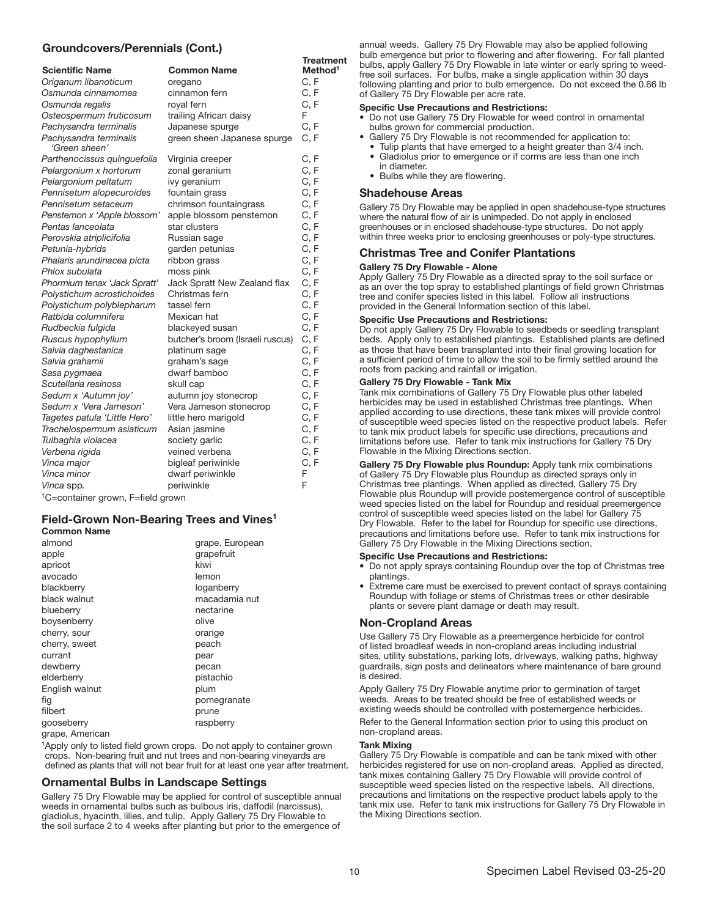## Groundcovers/Perennials (Cont.)

| Scientific Name | Common Name | Treatment Method[1] |
|---|---|---|
| *Origanum libanoticum* | oregano | C, F |
| *Osmunda cinnamomea* | cinnamon fern | C, F |
| *Osmunda regalis* | royal fern | C, F |
| *Osteospermum fruticosum* | trailing African daisy | F |
| *Pachysandra terminalis* | Japanese spurge | C, F |
| *Pachysandra terminalis 'Green sheen'* | green sheen Japanese spurge | C, F |
| *Parthenocissus quinguefolia* | Virginia creeper | C, F |
| *Pelargonium x hortorum* | zonal geranium | C, F |
| *Pelargonium peltatum* | ivy geranium | C, F |
| *Pennisetum alopecuroides* | fountain grass | C, F |
| *Pennisetum setaceum* | chrimson fountaingrass | C, F |
| *Penstemon x 'Apple blossom'* | apple blossom penstemon | C, F |
| *Pentas lanceolata* | star clusters | C, F |
| *Perovskia atriplicifolia* | Russian sage | C, F |
| *Petunia-hybrids* | garden petunias | C, F |
| *Phalaris arundinacea picta* | ribbon grass | C, F |
| *Phlox subulata* | moss pink | C, F |
| *Phormium tenax 'Jack Spratt'* | Jack Spratt New Zealand flax | C, F |
| *Polystichum acrostichoides* | Christmas fern | C, F |
| *Polystichum polyblepharum* | tassel fern | C, F |
| *Ratbida columnifera* | Mexican hat | C, F |
| *Rudbeckia fulgida* | blackeyed susan | C, F |
| *Ruscus hypophyllum* | butcher's broom (Israeli ruscus) | C, F |
| *Salvia daghestanica* | platinum sage | C, F |
| *Salvia grahamii* | graham's sage | C, F |
| *Sasa pygmaea* | dwarf bamboo | C, F |
| *Scutellaria resinosa* | skull cap | C, F |
| *Sedum x 'Autumn joy'* | autumn joy stonecrop | C, F |
| *Sedum x 'Vera Jameson'* | Vera Jameson stonecrop | C, F |
| *Tagetes patula 'Little Hero'* | little hero marigold | C, F |
| *Trachelospermum asiaticum* | Asian jasmine | C, F |
| *Tulbaghia violacea* | society garlic | C, F |
| *Verbena rigida* | veined verbena | C, F |
| *Vinca major* | bigleaf periwinkle | C, F |
| *Vinca minor* | dwarf periwinkle | F |
| *Vinca* spp. | periwinkle | F |

[1]C=container grown, F=field grown

## Field-Grown Non-Bearing Trees and Vines[1]

**Common Name**

| | |
|---|---|
| almond | grape, European |
| apple | grapefruit |
| apricot | kiwi |
| avocado | lemon |
| blackberry | loganberry |
| black walnut | macadamia nut |
| blueberry | nectarine |
| boysenberry | olive |
| cherry, sour | orange |
| cherry, sweet | peach |
| currant | pear |
| dewberry | pecan |
| elderberry | pistachio |
| English walnut | plum |
| fig | pomegranate |
| filbert | prune |
| gooseberry | raspberry |
| grape, American | |

[1]Apply only to listed field grown crops. Do not apply to container grown crops. Non-bearing fruit and nut trees and non-bearing vineyards are defined as plants that will not bear fruit for at least one year after treatment.

## Ornamental Bulbs in Landscape Settings

Gallery 75 Dry Flowable may be applied for control of susceptible annual weeds in ornamental bulbs such as bulbous iris, daffodil (narcissus), gladiolus, hyacinth, lilies, and tulip. Apply Gallery 75 Dry Flowable to the soil surface 2 to 4 weeks after planting but prior to the emergence of annual weeds. Gallery 75 Dry Flowable may also be applied following bulb emergence but prior to flowering and after flowering. For fall planted bulbs, apply Gallery 75 Dry Flowable in late winter or early spring to weed-free soil surfaces. For bulbs, make a single application within 30 days following planting and prior to bulb emergence. Do not exceed the 0.66 lb of Gallery 75 Dry Flowable per acre rate.

**Specific Use Precautions and Restrictions:**

- Do not use Gallery 75 Dry Flowable for weed control in ornamental bulbs grown for commercial production.
- Gallery 75 Dry Flowable is not recommended for application to:
  - Tulip plants that have emerged to a height greater than 3/4 inch.
  - Gladiolus prior to emergence or if corms are less than one inch in diameter.
  - Bulbs while they are flowering.

## Shadehouse Areas

Gallery 75 Dry Flowable may be applied in open shadehouse-type structures where the natural flow of air is unimpeded. Do not apply in enclosed greenhouses or in enclosed shadehouse-type structures. Do not apply within three weeks prior to enclosing greenhouses or poly-type structures.

## Christmas Tree and Conifer Plantations

**Gallery 75 Dry Flowable - Alone**

Apply Gallery 75 Dry Flowable as a directed spray to the soil surface or as an over the top spray to established plantings of field grown Christmas tree and conifer species listed in this label. Follow all instructions provided in the General Information section of this label.

**Specific Use Precautions and Restrictions:**

Do not apply Gallery 75 Dry Flowable to seedbeds or seedling transplant beds. Apply only to established plantings. Established plants are defined as those that have been transplanted into their final growing location for a sufficient period of time to allow the soil to be firmly settled around the roots from packing and rainfall or irrigation.

**Gallery 75 Dry Flowable - Tank Mix**

Tank mix combinations of Gallery 75 Dry Flowable plus other labeled herbicides may be used in established Christmas tree plantings. When applied according to use directions, these tank mixes will provide control of susceptible weed species listed on the respective product labels. Refer to tank mix product labels for specific use directions, precautions and limitations before use. Refer to tank mix instructions for Gallery 75 Dry Flowable in the Mixing Directions section.

**Gallery 75 Dry Flowable plus Roundup:** Apply tank mix combinations of Gallery 75 Dry Flowable plus Roundup as directed sprays only in Christmas tree plantings. When applied as directed, Gallery 75 Dry Flowable plus Roundup will provide postemergence control of susceptible weed species listed on the label for Roundup and residual preemergence control of susceptible weed species listed on the label for Gallery 75 Dry Flowable. Refer to the label for Roundup for specific use directions, precautions and limitations before use. Refer to tank mix instructions for Gallery 75 Dry Flowable in the Mixing Directions section.

**Specific Use Precautions and Restrictions:**

- Do not apply sprays containing Roundup over the top of Christmas tree plantings.
- Extreme care must be exercised to prevent contact of sprays containing Roundup with foliage or stems of Christmas trees or other desirable plants or severe plant damage or death may result.

## Non-Cropland Areas

Use Gallery 75 Dry Flowable as a preemergence herbicide for control of listed broadleaf weeds in non-cropland areas including industrial sites, utility substations, parking lots, driveways, walking paths, highway guardrails, sign posts and delineators where maintenance of bare ground is desired.

Apply Gallery 75 Dry Flowable anytime prior to germination of target weeds. Areas to be treated should be free of established weeds or existing weeds should be controlled with postemergence herbicides.

Refer to the General Information section prior to using this product on non-cropland areas.

**Tank Mixing**

Gallery 75 Dry Flowable is compatible and can be tank mixed with other herbicides registered for use on non-cropland areas. Applied as directed, tank mixes containing Gallery 75 Dry Flowable will provide control of susceptible weed species listed on the respective labels. All directions, precautions and limitations on the respective product labels apply to the tank mix use. Refer to tank mix instructions for Gallery 75 Dry Flowable in the Mixing Directions section.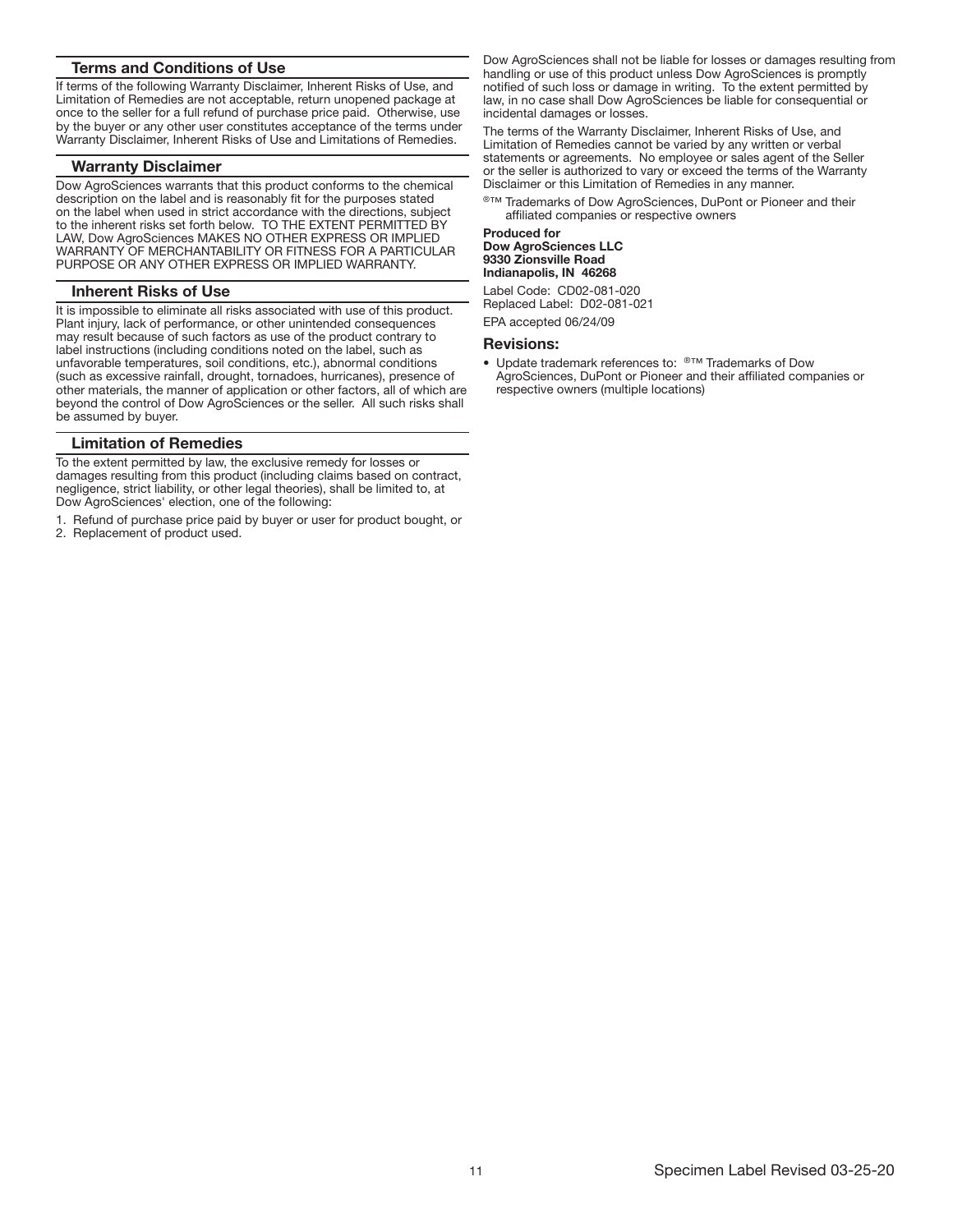### Terms and Conditions of Use

If terms of the following Warranty Disclaimer, Inherent Risks of Use, and Limitation of Remedies are not acceptable, return unopened package at once to the seller for a full refund of purchase price paid. Otherwise, use by the buyer or any other user constitutes acceptance of the terms under Warranty Disclaimer, Inherent Risks of Use and Limitations of Remedies.

### Warranty Disclaimer

Dow AgroSciences warrants that this product conforms to the chemical description on the label and is reasonably fit for the purposes stated on the label when used in strict accordance with the directions, subject to the inherent risks set forth below. TO THE EXTENT PERMITTED BY LAW, Dow AgroSciences MAKES NO OTHER EXPRESS OR IMPLIED WARRANTY OF MERCHANTABILITY OR FITNESS FOR A PARTICULAR PURPOSE OR ANY OTHER EXPRESS OR IMPLIED WARRANTY.

### Inherent Risks of Use

It is impossible to eliminate all risks associated with use of this product. Plant injury, lack of performance, or other unintended consequences may result because of such factors as use of the product contrary to label instructions (including conditions noted on the label, such as unfavorable temperatures, soil conditions, etc.), abnormal conditions (such as excessive rainfall, drought, tornadoes, hurricanes), presence of other materials, the manner of application or other factors, all of which are beyond the control of Dow AgroSciences or the seller. All such risks shall be assumed by buyer.

### Limitation of Remedies

To the extent permitted by law, the exclusive remedy for losses or damages resulting from this product (including claims based on contract, negligence, strict liability, or other legal theories), shall be limited to, at Dow AgroSciences' election, one of the following:

1. Refund of purchase price paid by buyer or user for product bought, or
2. Replacement of product used.

Dow AgroSciences shall not be liable for losses or damages resulting from handling or use of this product unless Dow AgroSciences is promptly notified of such loss or damage in writing. To the extent permitted by law, in no case shall Dow AgroSciences be liable for consequential or incidental damages or losses.

The terms of the Warranty Disclaimer, Inherent Risks of Use, and Limitation of Remedies cannot be varied by any written or verbal statements or agreements. No employee or sales agent of the Seller or the seller is authorized to vary or exceed the terms of the Warranty Disclaimer or this Limitation of Remedies in any manner.

®™ Trademarks of Dow AgroSciences, DuPont or Pioneer and their affiliated companies or respective owners

**Produced for**
**Dow AgroSciences LLC**
**9330 Zionsville Road**
**Indianapolis, IN 46268**

Label Code: CD02-081-020
Replaced Label: D02-081-021

EPA accepted 06/24/09

### Revisions:

- Update trademark references to: ®™ Trademarks of Dow AgroSciences, DuPont or Pioneer and their affiliated companies or respective owners (multiple locations)

Specimen Label Revised 03-25-20